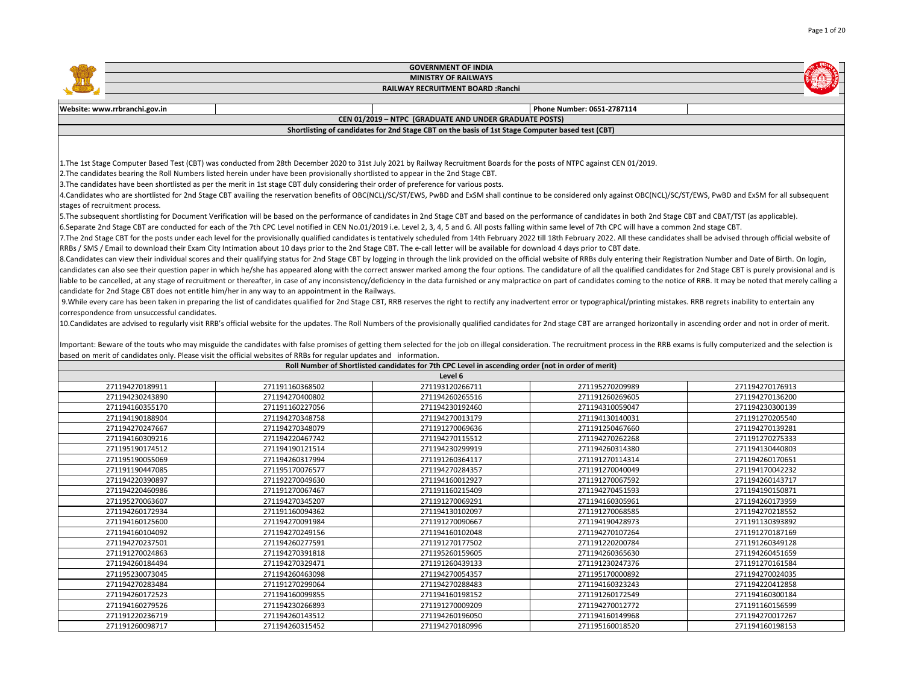# GOVERNMENT OF INDIA

## MINISTRY OF RAILWAYS

## RAILWAY RECRUITMENT BOARD :Ranchi

**Website: www.rrbranchi.gov.in** | **Phone Number: 0651-2787114**

**CEN 01/2019 – NTPC (GRADUATE AND UNDER GRADUATE POSTS)**

**Shortlisting of candidates for 2nd Stage CBT on the basis of 1st Stage Computer based test (CBT)**

1.The 1st Stage Computer Based Test (CBT) was conducted from 28th December 2020 to 31st July 2021 by Railway Recruitment Boards for the posts of NTPC against CEN 01/2019.

2.The candidates bearing the Roll Numbers listed herein under have been provisionally shortlisted to appear in the 2nd Stage CBT.

3.The candidates have been shortlisted as per the merit in 1st stage CBT duly considering their order of preference for various posts.

4.Candidates who are shortlisted for 2nd Stage CBT availing the reservation benefits of OBC(NCL)/SC/ST/EWS, PwBD and ExSM shall continue to be considered only against OBC(NCL)/SC/ST/EWS, PwBD and ExSM for all subsequent stages of recruitment process.

5.The subsequent shortlisting for Document Verification will be based on the performance of candidates in 2nd Stage CBT and based on the performance of candidates in both 2nd Stage CBT and CBAT/TST (as applicable).

6.Separate 2nd Stage CBT are conducted for each of the 7th CPC Level notified in CEN No.01/2019 i.e. Level 2, 3, 4, 5 and 6. All posts falling within same level of 7th CPC will have a common 2nd stage CBT.

7.The 2nd Stage CBT for the posts under each level for the provisionally qualified candidates is tentatively scheduled from 14th February 2022 till 18th February 2022. All these candidates shall be advised through official website of RRBs / SMS / Email to download their Exam City Intimation about 10 days prior to the 2nd Stage CBT. The e-call letter will be available for download 4 days prior to CBT date.

8.Candidates can view their individual scores and their qualifying status for 2nd Stage CBT by logging in through the link provided on the official website of RRBs duly entering their Registration Number and Date of Birth. On login, candidates can also see their question paper in which he/she has appeared along with the correct answer marked among the four options. The candidature of all the qualified candidates for 2nd Stage CBT is purely provisional and is liable to be cancelled, at any stage of recruitment or thereafter, in case of any inconsistency/deficiency in the data furnished or any malpractice on part of candidates coming to the notice of RRB. It may be noted that merely calling a candidate for 2nd Stage CBT does not entitle him/her in any way to an appointment in the Railways.

9.While every care has been taken in preparing the list of candidates qualified for 2nd Stage CBT, RRB reserves the right to rectify any inadvertent error or typographical/printing mistakes. RRB regrets inability to entertain any correspondence from unsuccessful candidates.

10.Candidates are advised to regularly visit RRB's official website for the updates. The Roll Numbers of the provisionally qualified candidates for 2nd stage CBT are arranged horizontally in ascending order and not in order of merit.

Important: Beware of the touts who may misguide the candidates with false promises of getting them selected for the job on illegal consideration. The recruitment process in the RRB exams is fully computerized and the selection is based on merit of candidates only. Please visit the official websites of RRBs for regular updates and information.

**Roll Number of Shortlisted candidates for 7th CPC Level in ascending order (not in order of merit)**

**Level 6**

| | | | | |
|---|---|---|---|---|
| 271194270189911 | 271191160368502 | 271193120266711 | 271195270209989 | 271194270176913 |
| 271194230243890 | 271194270400802 | 271194260265516 | 271191260269605 | 271194270136200 |
| 271194160355170 | 271191160227056 | 271194230192460 | 271194310059047 | 271194230300139 |
| 271194190188904 | 271194270348758 | 271194270013179 | 271194130140031 | 271191270205540 |
| 271194270247667 | 271194270348079 | 271191270069636 | 271191250467660 | 271194270139281 |
| 271194160309216 | 271194220467742 | 271194270115512 | 271194270262268 | 271191270275333 |
| 271195190174512 | 271194190121514 | 271194230299919 | 271194260314380 | 271194130440803 |
| 271195190055069 | 271194260317994 | 271191260364117 | 271191270114314 | 271194260170651 |
| 271191190447085 | 271195170076577 | 271194270284357 | 271191270040049 | 271194170042232 |
| 271194220390897 | 271192270049630 | 271194160012927 | 271191270067592 | 271194260143717 |
| 271194220460986 | 271191270067467 | 271191160215409 | 271194270451593 | 271194190150871 |
| 271195270063607 | 271194270345207 | 271191270069291 | 271194160305961 | 271194260173959 |
| 271194260172934 | 271191160094362 | 271194130102097 | 271191270068585 | 271194270218552 |
| 271194160125600 | 271194270091984 | 271191270090667 | 271194190428973 | 271191130393892 |
| 271194160104092 | 271194270249156 | 271194160102048 | 271194270107264 | 271191270187169 |
| 271194270237501 | 271194260277591 | 271191270277502 | 271191220200784 | 271191260349128 |
| 271191270024863 | 271194270391818 | 271195260159605 | 271194260365630 | 271194260451659 |
| 271194260184494 | 271194270329471 | 271191260439133 | 271191230247376 | 271191270161584 |
| 271195230073045 | 271194260463098 | 271194270054357 | 271195170000892 | 271194270024035 |
| 271194270283484 | 271191270299064 | 271194270288483 | 271194160323243 | 271194220412858 |
| 271194260172523 | 271194160099855 | 271194160198152 | 271191260172549 | 271194160300184 |
| 271194160279526 | 271194230266893 | 271191270009209 | 271194270012772 | 271191160156599 |
| 271191220236719 | 271194260143512 | 271194260196050 | 271194160149968 | 271194270017267 |
| 271191260098717 | 271194260315452 | 271194270180996 | 271195160018520 | 271194160198153 |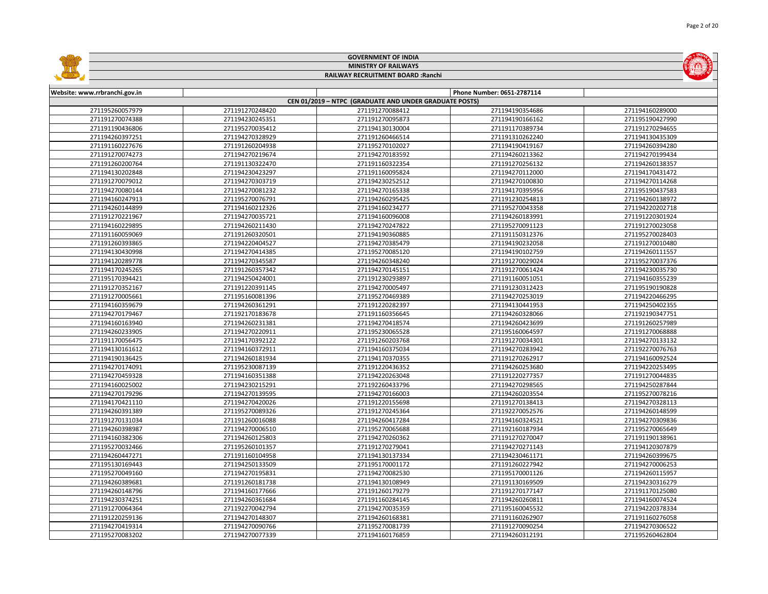# GOVERNMENT OF INDIA

## MINISTRY OF RAILWAYS

### RAILWAY RECRUITMENT BOARD :Ranchi

| Website: www.rrbranchi.gov.in | | | Phone Number: 0651-2787114 | |
|---|---|---|---|---|
| **CEN 01/2019 – NTPC (GRADUATE AND UNDER GRADUATE POSTS)** | | | | |
| 271195260057979 | 271191270248420 | 271191270088412 | 271194190354686 | 271194160289000 |
| 271191270074388 | 271194230245351 | 271191270095873 | 271194190166162 | 271195190427990 |
| 271191190436806 | 271195270035412 | 271194130130004 | 271191170389734 | 271191270294655 |
| 271194260397251 | 271194270328929 | 271191260466514 | 271191310262240 | 271194130435309 |
| 271191160227676 | 271191260204938 | 271195270102027 | 271194190419167 | 271194260394280 |
| 271191270074273 | 271194270219674 | 271194270183592 | 271194260213362 | 271194270199434 |
| 271191260200764 | 271191130322470 | 271191160322354 | 271191270256132 | 271194260138357 |
| 271194130202848 | 271194230423297 | 271191160095824 | 271194270112000 | 271194170431472 |
| 271191270079012 | 271194270303719 | 271194230252512 | 271194270100830 | 271194270114268 |
| 271194270080144 | 271194270081232 | 271194270165338 | 271194170395956 | 271195190437583 |
| 271194160247913 | 271195270076791 | 271194260295425 | 271191230254813 | 271194260138972 |
| 271194260144899 | 271194160212326 | 271194160234277 | 271195270043358 | 271194220202718 |
| 271191270221967 | 271194270035721 | 271194160096008 | 271194260183991 | 271191220301924 |
| 271194160229895 | 271194260211430 | 271194270247822 | 271195270091123 | 271191270023058 |
| 271191160059069 | 271191260320501 | 271194190360885 | 271191150312376 | 271195270028403 |
| 271191260393865 | 271194220404527 | 271194270385479 | 271194190232058 | 271191270010480 |
| 271194130430998 | 271194270414385 | 271195270085120 | 271194190102759 | 271194260111557 |
| 271194120289778 | 271194270345587 | 271194260348240 | 271191270029024 | 271195270037376 |
| 271194170245265 | 271191260357342 | 271194270145151 | 271191270061424 | 271194230035730 |
| 271195170394421 | 271194250424001 | 271191230293897 | 271191160051051 | 271194160355239 |
| 271191270352167 | 271191220391145 | 271194270005497 | 271191230312423 | 271195190190828 |
| 271191270005661 | 271195160081396 | 271195270469389 | 271194270253019 | 271194220466295 |
| 271194160359679 | 271194260361291 | 271191220282397 | 271194130441953 | 271194250402355 |
| 271194270179467 | 271192170183678 | 271191160356645 | 271194260328066 | 271192190347751 |
| 271194160163940 | 271194260231381 | 271194270418574 | 271194260423699 | 271191260257989 |
| 271194260233905 | 271194270220911 | 271195230065528 | 271195160064597 | 271191270068888 |
| 271191170056475 | 271194170392122 | 271191260203768 | 271191270034301 | 271194270133132 |
| 271194130161612 | 271194160372911 | 271194160375034 | 271194270283942 | 271192270076763 |
| 271194190136425 | 271194260181934 | 271194170370355 | 271191270262917 | 271194160092524 |
| 271194270174091 | 271195230087139 | 271191220436352 | 271194260253680 | 271194220253495 |
| 271194270459328 | 271194160351388 | 271194220263048 | 271191220277357 | 271191270044835 |
| 271194160025002 | 271194230215291 | 271192260433796 | 271194270298565 | 271194250287844 |
| 271194270179296 | 271194270139595 | 271194270166003 | 271194260203554 | 271195270078216 |
| 271194170421110 | 271194270420026 | 271191220155698 | 271191220138413 | 271194270328113 |
| 271194260391389 | 271195270089326 | 271191270245364 | 271192270052576 | 271194260148599 |
| 271191270131034 | 271191260016088 | 271194260417284 | 271194160324521 | 271194270309836 |
| 271194260398987 | 271194270006510 | 271195270065688 | 271192160187934 | 271195270065649 |
| 271194160382306 | 271194260125803 | 271194270260362 | 271191270270047 | 271191190138961 |
| 271195270032466 | 271195260101357 | 271191270279041 | 271194270271143 | 271194120307879 |
| 271194260447271 | 271191160104958 | 271194130137334 | 271194230461171 | 271194260399675 |
| 271195130169443 | 271194250133509 | 271195170001172 | 271191260227942 | 271194270006253 |
| 271195270049160 | 271194270195831 | 271194270082530 | 271195170001126 | 271194260115957 |
| 271194260389681 | 271191260181738 | 271194130108949 | 271191130169509 | 271194230316279 |
| 271194260148796 | 271194160177666 | 271191260179279 | 271191270177147 | 271191170125080 |
| 271194230374251 | 271194260361684 | 271191160284145 | 271194260260811 | 271194160074524 |
| 271191270064364 | 271192270042794 | 271194270035359 | 271195160045532 | 271194220378334 |
| 271191220259136 | 271194270148307 | 271194260168381 | 271191160262907 | 271191160276058 |
| 271194270419314 | 271194270090766 | 271195270081739 | 271191270090254 | 271194270306522 |
| 271195270083202 | 271194270077339 | 271194160176859 | 271194260312191 | 271195260462804 |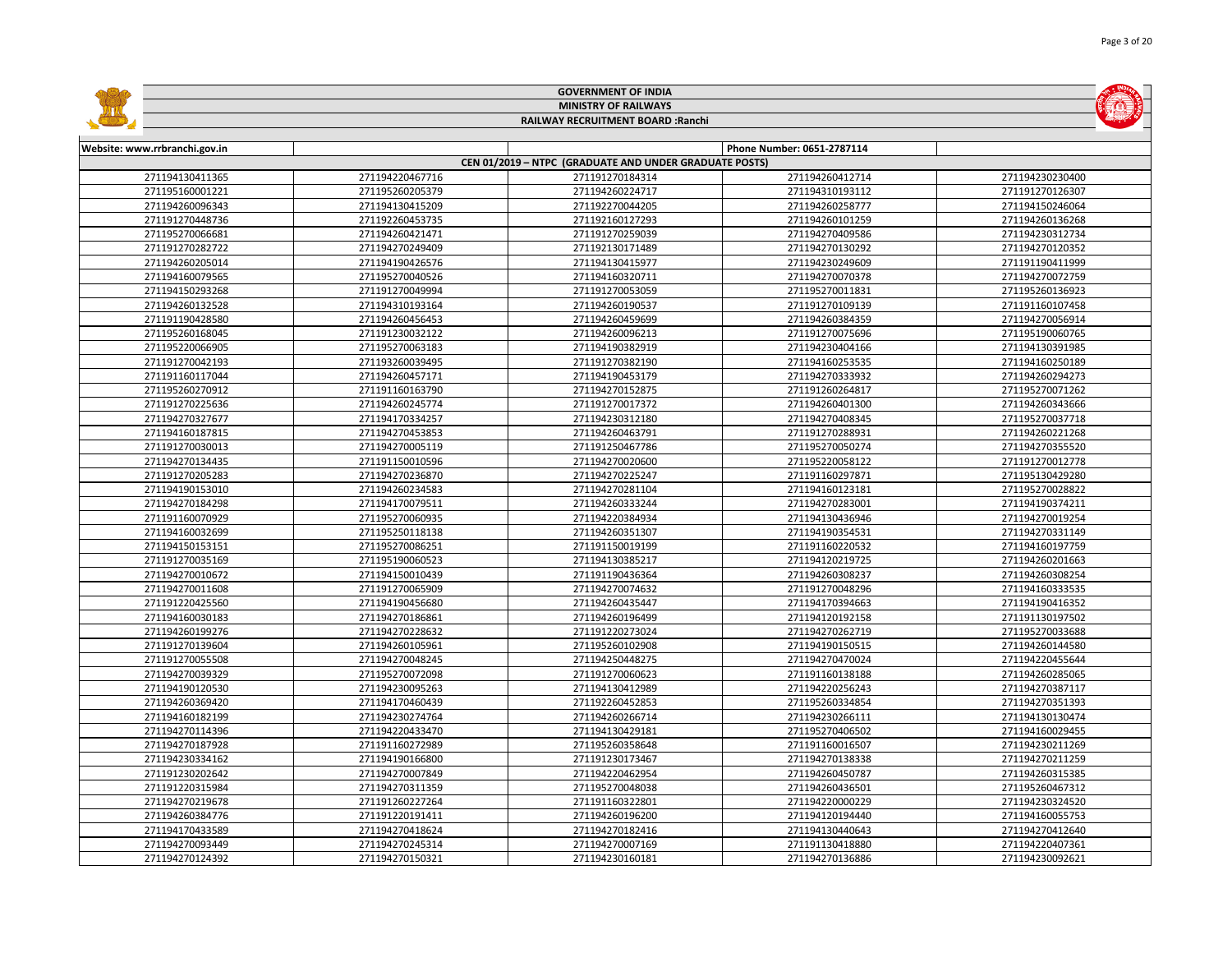# GOVERNMENT OF INDIA

## MINISTRY OF RAILWAYS

### RAILWAY RECRUITMENT BOARD :Ranchi

| Website: www.rrbranchi.gov.in | | | Phone Number: 0651-2787114 | |
|---|---|---|---|---|
| CEN 01/2019 – NTPC (GRADUATE AND UNDER GRADUATE POSTS) | | | | |
| 271194130411365 | 271194220467716 | 271191270184314 | 271194260412714 | 271194230230400 |
| 271195160001221 | 271195260205379 | 271194260224717 | 271194310193112 | 271191270126307 |
| 271194260096343 | 271194130415209 | 271192270044205 | 271194260258777 | 271194150246064 |
| 271191270448736 | 271192260453735 | 271192160127293 | 271194260101259 | 271194260136268 |
| 271195270066681 | 271194260421471 | 271191270259039 | 271194270409586 | 271194230312734 |
| 271191270282722 | 271194270249409 | 271192130171489 | 271194270130292 | 271194270120352 |
| 271194260205014 | 271194190426576 | 271194130415977 | 271194230249609 | 271191190411999 |
| 271194160079565 | 271195270040526 | 271194160320711 | 271194270070378 | 271194270072759 |
| 271194150293268 | 271191270049994 | 271191270053059 | 271195270011831 | 271195260136923 |
| 271194260132528 | 271194310193164 | 271194260190537 | 271191270109139 | 271191160107458 |
| 271191190428580 | 271194260456453 | 271194260459699 | 271194260384359 | 271194270056914 |
| 271195260168045 | 271191230032122 | 271194260096213 | 271191270075696 | 271195190060765 |
| 271195220066905 | 271195270063183 | 271194190382919 | 271194230404166 | 271194130391985 |
| 271191270042193 | 271193260039495 | 271191270382190 | 271194160253535 | 271194160250189 |
| 271191160117044 | 271194260457171 | 271194190453179 | 271194270333932 | 271194260294273 |
| 271195260270912 | 271191160163790 | 271194270152875 | 271191260264817 | 271195270071262 |
| 271191270225636 | 271194260245774 | 271191270017372 | 271194260401300 | 271194260343666 |
| 271194270327677 | 271194170334257 | 271194230312180 | 271194270408345 | 271195270037718 |
| 271194160187815 | 271194270453853 | 271194260463791 | 271191270288931 | 271194260221268 |
| 271191270030013 | 271194270005119 | 271191250467786 | 271195270050274 | 271194270355520 |
| 271194270134435 | 271191150010596 | 271194270020600 | 271195220058122 | 271191270012778 |
| 271191270205283 | 271194270236870 | 271194270225247 | 271191160297871 | 271195130429280 |
| 271194190153010 | 271194260234583 | 271194270281104 | 271194160123181 | 271195270028822 |
| 271194270184298 | 271194170079511 | 271194260333244 | 271194270283001 | 271194190374211 |
| 271191160070929 | 271195270060935 | 271194220384934 | 271194130436946 | 271194270019254 |
| 271194160032699 | 271195250118138 | 271194260351307 | 271194190354531 | 271194270331149 |
| 271194150153151 | 271195270086251 | 271191150019199 | 271191160220532 | 271194160197759 |
| 271191270035169 | 271195190060523 | 271194130385217 | 271194120219725 | 271194260201663 |
| 271194270010672 | 271194150010439 | 271191190436364 | 271194260308237 | 271194260308254 |
| 271194270011608 | 271191270065909 | 271194270074632 | 271191270048296 | 271194160333535 |
| 271191220425560 | 271194190456680 | 271194260435447 | 271194170394663 | 271194190416352 |
| 271194160030183 | 271194270186861 | 271194260196499 | 271194120192158 | 271191130197502 |
| 271194260199276 | 271194270228632 | 271191220273024 | 271194270262719 | 271195270033688 |
| 271191270139604 | 271194260105961 | 271195260102908 | 271194190150515 | 271194260144580 |
| 271191270055508 | 271194270048245 | 271194250448275 | 271194270470024 | 271194220455644 |
| 271194270039329 | 271195270072098 | 271191270060623 | 271191160138188 | 271194260285065 |
| 271194190120530 | 271194230095263 | 271194130412989 | 271194220256243 | 271194270387117 |
| 271194260369420 | 271194170460439 | 271192260452853 | 271195260334854 | 271194270351393 |
| 271194160182199 | 271194230274764 | 271194260266714 | 271194230266111 | 271194130130474 |
| 271194270114396 | 271194220433470 | 271194130429181 | 271195270406502 | 271194160029455 |
| 271194270187928 | 271191160272989 | 271195260358648 | 271191160016507 | 271194230211269 |
| 271194230334162 | 271194190166800 | 271191230173467 | 271194270138338 | 271194270211259 |
| 271191230202642 | 271194270007849 | 271194220462954 | 271194260450787 | 271194260315385 |
| 271191220315984 | 271194270311359 | 271195270048038 | 271194260436501 | 271195260467312 |
| 271194270219678 | 271191260227264 | 271191160322801 | 271194220000229 | 271194230324520 |
| 271194260384776 | 271191220191411 | 271194260196200 | 271194120194440 | 271194160055753 |
| 271194170433589 | 271194270418624 | 271194270182416 | 271194130440643 | 271194270412640 |
| 271194270093449 | 271194270245314 | 271194270007169 | 271191130418880 | 271194220407361 |
| 271194270124392 | 271194270150321 | 271194230160181 | 271194270136886 | 271194230092621 |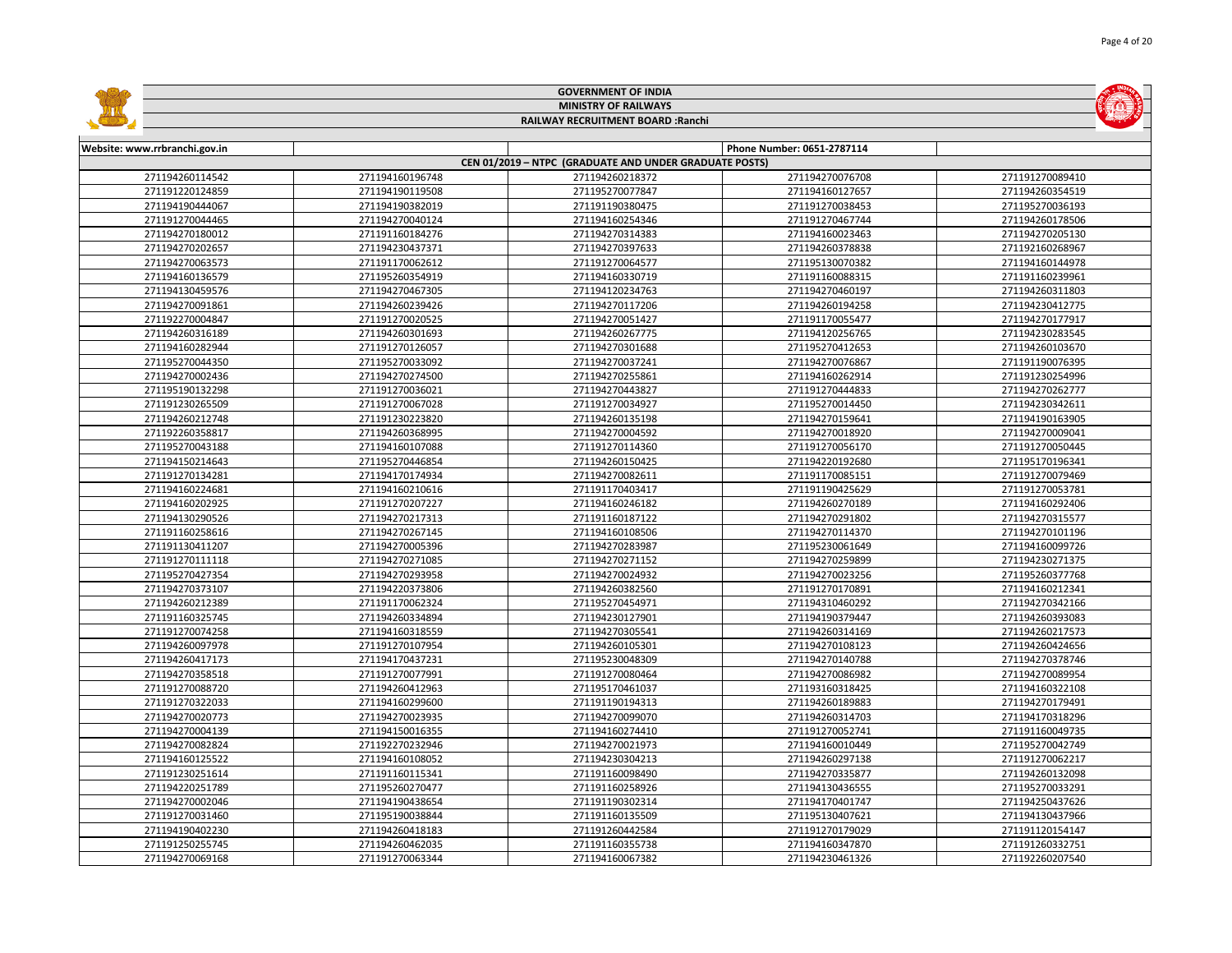# GOVERNMENT OF INDIA

## MINISTRY OF RAILWAYS

### RAILWAY RECRUITMENT BOARD :Ranchi

| Website: www.rrbranchi.gov.in | | | Phone Number: 0651-2787114 | |
|---|---|---|---|---|
| CEN 01/2019 – NTPC (GRADUATE AND UNDER GRADUATE POSTS) | | | | |
| 271194260114542 | 271194160196748 | 271194260218372 | 271194270076708 | 271191270089410 |
| 271191220124859 | 271194190119508 | 271195270077847 | 271194160127657 | 271194260354519 |
| 271194190444067 | 271194190382019 | 271191190380475 | 271191270038453 | 271195270036193 |
| 271191270044465 | 271194270040124 | 271194160254346 | 271191270467744 | 271194260178506 |
| 271194270180012 | 271191160184276 | 271194270314383 | 271194160023463 | 271194270205130 |
| 271194270202657 | 271194230437371 | 271194270397633 | 271194260378838 | 271192160268967 |
| 271194270063573 | 271191170062612 | 271191270064577 | 271195130070382 | 271194160144978 |
| 271194160136579 | 271195260354919 | 271194160330719 | 271191160088315 | 271191160239961 |
| 271194130459576 | 271194270467305 | 271194120234763 | 271194270460197 | 271194260311803 |
| 271194270091861 | 271194260239426 | 271194270117206 | 271194260194258 | 271194230412775 |
| 271192270004847 | 271191270020525 | 271194270051427 | 271191170055477 | 271194270177917 |
| 271194260316189 | 271194260301693 | 271194260267775 | 271194120256765 | 271194230283545 |
| 271194160282944 | 271191270126057 | 271194270301688 | 271195270412653 | 271194260103670 |
| 271195270044350 | 271195270033092 | 271194270037241 | 271194270076867 | 271191190076395 |
| 271194270002436 | 271194270274500 | 271194270255861 | 271194160262914 | 271191230254996 |
| 271195190132298 | 271191270036021 | 271194270443827 | 271191270444833 | 271194270262777 |
| 271191230265509 | 271191270067028 | 271191270034927 | 271195270014450 | 271194230342611 |
| 271194260212748 | 271191230223820 | 271194260135198 | 271194270159641 | 271194190163905 |
| 271192260358817 | 271194260368995 | 271194270004592 | 271194270018920 | 271194270009041 |
| 271195270043188 | 271194160107088 | 271191270114360 | 271191270056170 | 271191270050445 |
| 271194150214643 | 271195270446854 | 271194260150425 | 271194220192680 | 271195170196341 |
| 271191270134281 | 271194170174934 | 271194270082611 | 271191170085151 | 271191270079469 |
| 271194160224681 | 271194160210616 | 271191170403417 | 271191190425629 | 271191270053781 |
| 271194160202925 | 271191270207227 | 271194160246182 | 271194260270189 | 271194160292406 |
| 271194130290526 | 271194270217313 | 271191160187122 | 271194270291802 | 271194270315577 |
| 271191160258616 | 271194270267145 | 271194160108506 | 271194270114370 | 271194270101196 |
| 271191130411207 | 271194270005396 | 271194270283987 | 271195230061649 | 271194160099726 |
| 271191270111118 | 271194270271085 | 271194270271152 | 271194270259899 | 271194230271375 |
| 271195270427354 | 271194270293958 | 271194270024932 | 271194270023256 | 271195260377768 |
| 271194270373107 | 271194220373806 | 271194260382560 | 271191270170891 | 271194160212341 |
| 271194260212389 | 271191170062324 | 271195270454971 | 271194310460292 | 271194270342166 |
| 271191160325745 | 271194260334894 | 271194230127901 | 271194190379447 | 271194260393083 |
| 271191270074258 | 271194160318559 | 271194270305541 | 271194260314169 | 271194260217573 |
| 271194260097978 | 271191270107954 | 271194260105301 | 271194270108123 | 271194260424656 |
| 271194260417173 | 271194170437231 | 271195230048309 | 271194270140788 | 271194270378746 |
| 271194270358518 | 271191270077991 | 271191270080464 | 271194270086982 | 271194270089954 |
| 271191270088720 | 271194260412963 | 271195170461037 | 271193160318425 | 271194160322108 |
| 271191270322033 | 271194160299600 | 271191190194313 | 271194260189883 | 271194270179491 |
| 271194270020773 | 271194270023935 | 271194270099070 | 271194260314703 | 271194170318296 |
| 271194270004139 | 271194150016355 | 271194160274410 | 271191270052741 | 271191160049735 |
| 271194270082824 | 271192270232946 | 271194270021973 | 271194160010449 | 271195270042749 |
| 271194160125522 | 271194160108052 | 271194230304213 | 271194260297138 | 271191270062217 |
| 271191230251614 | 271191160115341 | 271191160098490 | 271194270335877 | 271194260132098 |
| 271194220251789 | 271195260270477 | 271191160258926 | 271194130436555 | 271195270033291 |
| 271194270002046 | 271194190438654 | 271191190302314 | 271194170401747 | 271194250437626 |
| 271191270031460 | 271195190038844 | 271191160135509 | 271195130407621 | 271194130437966 |
| 271194190402230 | 271194260418183 | 271191260442584 | 271191270179029 | 271191120154147 |
| 271191250255745 | 271194260462035 | 271191160355738 | 271194160347870 | 271191260332751 |
| 271194270069168 | 271191270063344 | 271194160067382 | 271194230461326 | 271192260207540 |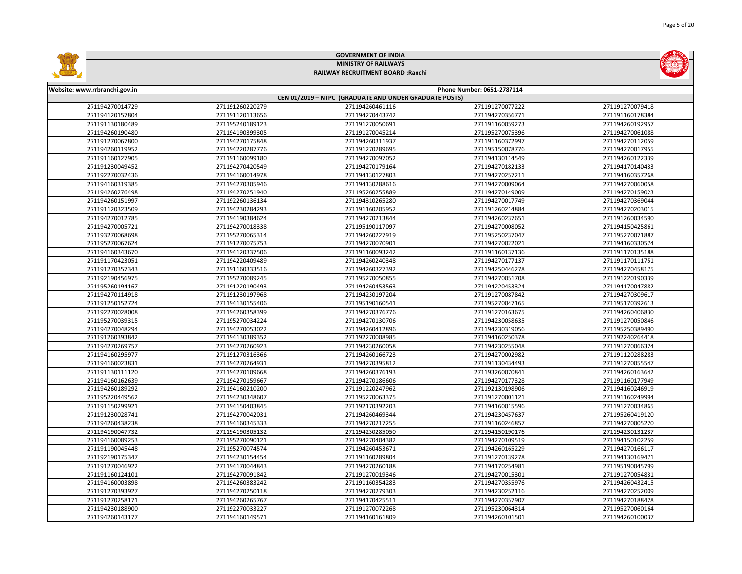GOVERNMENT OF INDIA

MINISTRY OF RAILWAYS

RAILWAY RECRUITMENT BOARD :Ranchi

| Website: www.rrbranchi.gov.in | | | Phone Number: 0651-2787114 | |
|---|---|---|---|---|
| CEN 01/2019 – NTPC (GRADUATE AND UNDER GRADUATE POSTS) | | | | |
| 271194270014729 | 271191260220279 | 271194260461116 | 271191270077222 | 271191270079418 |
| 271194120157804 | 271191120113656 | 271194270443742 | 271194270356771 | 271191160178384 |
| 271191130180489 | 271195240189123 | 271191270050691 | 271191160059273 | 271194260192957 |
| 271194260190480 | 271194190399305 | 271191270045214 | 271195270075396 | 271194270061088 |
| 271191270067800 | 271194270175848 | 271194260311937 | 271191160372997 | 271194270112059 |
| 271194260119952 | 271194220287776 | 271191270289695 | 271195150078776 | 271194270017955 |
| 271191160127905 | 271191160099180 | 271194270097052 | 271194130114549 | 271194260122339 |
| 271191230049452 | 271194270420549 | 271194270179164 | 271194270182133 | 271194170140433 |
| 271192270032436 | 271194160014978 | 271194130127803 | 271194270257211 | 271194160357268 |
| 271194160319385 | 271194270305946 | 271194130288616 | 271194270009064 | 271194270060058 |
| 271194260276498 | 271194270251940 | 271195260255889 | 271194270149009 | 271194270159023 |
| 271194260151997 | 271192260136134 | 271194310265280 | 271194270017749 | 271194270369044 |
| 271191120323509 | 271194230284293 | 271191160205952 | 271191260214884 | 271194270203015 |
| 271194270012785 | 271194190384624 | 271194270213844 | 271194260237651 | 271191260034590 |
| 271194270005721 | 271194270018338 | 271195190117097 | 271194270008052 | 271194150425861 |
| 271193270068698 | 271195270065314 | 271194260227919 | 271195250237047 | 271195270071887 |
| 271195270067624 | 271191270075753 | 271194270070901 | 271194270022021 | 271194160330574 |
| 271194160343670 | 271194120337506 | 271191160093242 | 271191160137136 | 271191170135188 |
| 271191170423051 | 271194220409489 | 271194260240348 | 271194270177137 | 271191170111751 |
| 271191270357343 | 271191160333516 | 271194260327392 | 271194250446278 | 271194270458175 |
| 271192190456975 | 271195270089245 | 271195270050855 | 271194270051708 | 271191220190339 |
| 271195260194167 | 271191220190493 | 271194260453563 | 271194220453324 | 271194170047882 |
| 271194270114918 | 271191230197968 | 271194230197204 | 271191270087842 | 271194270309617 |
| 271191250152724 | 271194130155406 | 271195190160541 | 271195270047165 | 271195170392613 |
| 271192270028008 | 271194260358399 | 271194270376776 | 271191270163675 | 271194260406830 |
| 271195270039315 | 271195270034224 | 271194270130706 | 271194230058635 | 271191270050846 |
| 271194270048294 | 271194270053022 | 271194260412896 | 271194230319056 | 271195250389490 |
| 271191260393842 | 271194130389352 | 271192270008985 | 271194160250378 | 271192240264418 |
| 271194270269757 | 271194270260923 | 271194230260058 | 271194230255048 | 271191270066324 |
| 271194160295977 | 271191270316366 | 271194260166723 | 271194270002982 | 271191120288283 |
| 271194160023831 | 271194270264931 | 271194270395812 | 271191130434493 | 271191270055547 |
| 271191130111120 | 271194270109668 | 271194260376193 | 271193260070841 | 271194260163642 |
| 271194160162639 | 271194270159667 | 271194270186606 | 271194270177328 | 271191160177949 |
| 271194260189292 | 271194160210200 | 271191220247962 | 271192130198906 | 271194160246919 |
| 271195220449562 | 271194230348607 | 271195270063375 | 271191270001121 | 271191160249994 |
| 271191150299921 | 271194150403845 | 271192170392203 | 271194160015596 | 271191270034865 |
| 271191230028741 | 271194270042031 | 271194260469344 | 271194230457637 | 271195260419120 |
| 271194260438238 | 271194160345333 | 271194270217255 | 271191160246857 | 271194270005220 |
| 271194190047732 | 271194190305132 | 271194230285050 | 271194150190176 | 271194230131237 |
| 271194160089253 | 271195270090121 | 271194270404382 | 271194270109519 | 271194150102259 |
| 271191190045448 | 271195270074574 | 271194260453671 | 271194260165229 | 271194270166117 |
| 271192190175347 | 271194230154454 | 271191160289804 | 271191270139278 | 271194130169471 |
| 271191270046922 | 271194170044843 | 271194270260188 | 271194170254981 | 271195190045799 |
| 271191160124101 | 271194270091842 | 271191270019346 | 271194270015301 | 271191270054831 |
| 271194160003898 | 271194260383242 | 271191160354283 | 271194270355976 | 271194260432415 |
| 271191270393927 | 271194270250118 | 271194270279303 | 271194230252116 | 271194270252009 |
| 271191270258171 | 271194260265767 | 271194170425511 | 271194270357907 | 271194270188428 |
| 271194230188900 | 271192270033227 | 271191270072268 | 271195230064314 | 271195270060164 |
| 271194260143177 | 271194160149571 | 271194160161809 | 271194260101501 | 271194260100037 |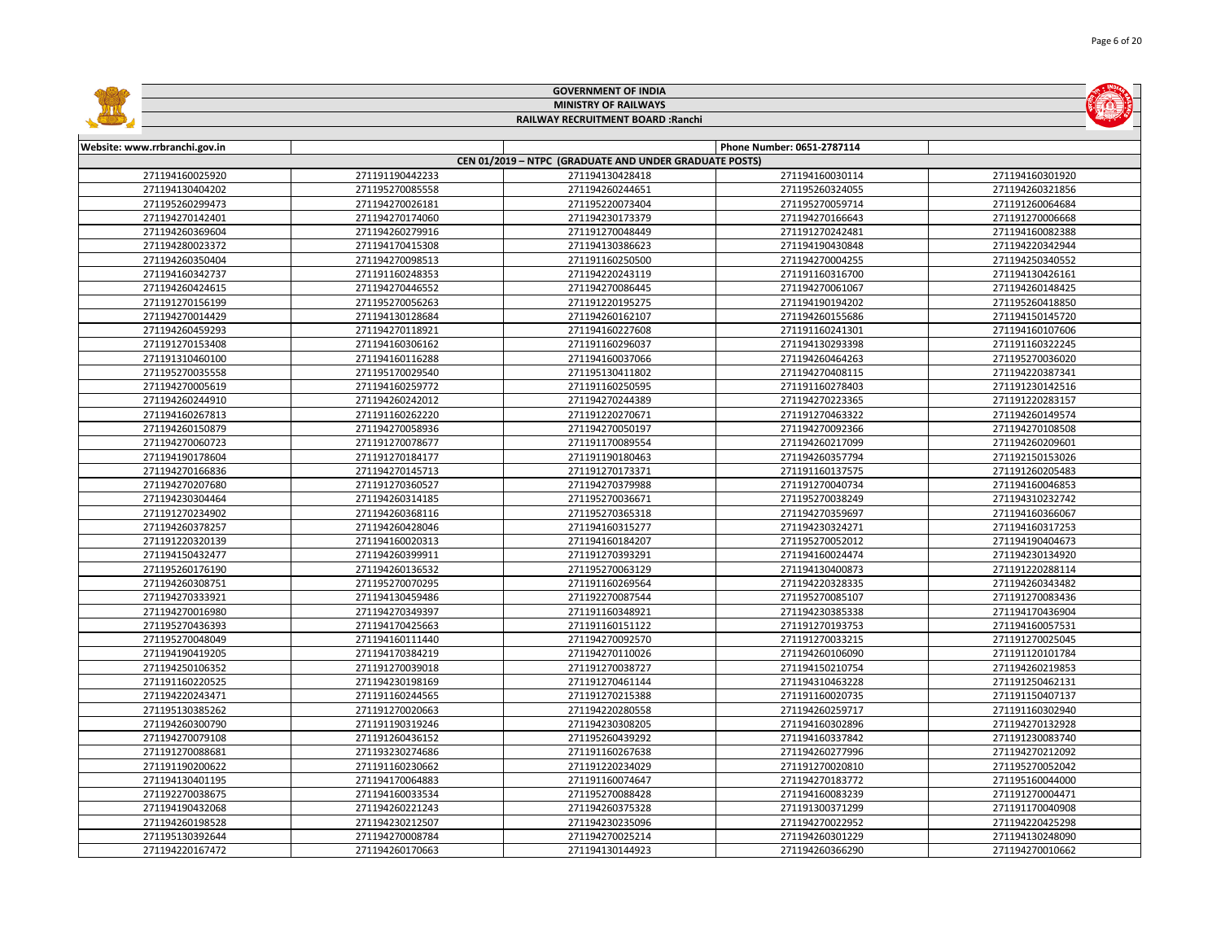# GOVERNMENT OF INDIA

## MINISTRY OF RAILWAYS

### RAILWAY RECRUITMENT BOARD :Ranchi

| Website: www.rrbranchi.gov.in | | | Phone Number: 0651-2787114 | |
|---|---|---|---|---|
| CEN 01/2019 – NTPC (GRADUATE AND UNDER GRADUATE POSTS) | | | | |
| 271194160025920 | 271191190442233 | 271194130428418 | 271194160030114 | 271194160301920 |
| 271194130404202 | 271195270085558 | 271194260244651 | 271195260324055 | 271194260321856 |
| 271195260299473 | 271194270026181 | 271195220073404 | 271195270059714 | 271191260064684 |
| 271194270142401 | 271194270174060 | 271194230173379 | 271194270166643 | 271191270006668 |
| 271194260369604 | 271194260279916 | 271191270048449 | 271191270242481 | 271194160082388 |
| 271194280023372 | 271194170415308 | 271194130386623 | 271194190430848 | 271194220342944 |
| 271194260350404 | 271194270098513 | 271191160250500 | 271194270004255 | 271194250340552 |
| 271194160342737 | 271191160248353 | 271194220243119 | 271191160316700 | 271194130426161 |
| 271194260424615 | 271194270446552 | 271194270086445 | 271194270061067 | 271194260148425 |
| 271191270156199 | 271195270056263 | 271191220195275 | 271194190194202 | 271195260418850 |
| 271194270014429 | 271194130128684 | 271194260162107 | 271194260155686 | 271194150145720 |
| 271194260459293 | 271194270118921 | 271194160227608 | 271191160241301 | 271194160107606 |
| 271191270153408 | 271194160306162 | 271191160296037 | 271194130293398 | 271191160322245 |
| 271191310460100 | 271194160116288 | 271194160037066 | 271194260464263 | 271195270036020 |
| 271195270035558 | 271195170029540 | 271195130411802 | 271194270408115 | 271194220387341 |
| 271194270005619 | 271194160259772 | 271191160250595 | 271191160278403 | 271191230142516 |
| 271194260244910 | 271194260242012 | 271194270244389 | 271194270223365 | 271191220283157 |
| 271194160267813 | 271191160262220 | 271191220270671 | 271191270463322 | 271194260149574 |
| 271194260150879 | 271194270058936 | 271194270050197 | 271194270092366 | 271194270108508 |
| 271194270060723 | 271191270078677 | 271191170089554 | 271194260217099 | 271194260209601 |
| 271194190178604 | 271191270184177 | 271191190180463 | 271194260357794 | 271192150153026 |
| 271194270166836 | 271194270145713 | 271191270173371 | 271191160137575 | 271191260205483 |
| 271194270207680 | 271191270360527 | 271194270379988 | 271191270040734 | 271194160046853 |
| 271194230304464 | 271194260314185 | 271195270036671 | 271195270038249 | 271194310232742 |
| 271191270234902 | 271194260368116 | 271195270365318 | 271194270359697 | 271194160366067 |
| 271194260378257 | 271194260428046 | 271194160315277 | 271194230324271 | 271194160317253 |
| 271191220320139 | 271194160020313 | 271194160184207 | 271195270052012 | 271194190404673 |
| 271194150432477 | 271194260399911 | 271191270393291 | 271194160024474 | 271194230134920 |
| 271195260176190 | 271194260136532 | 271195270063129 | 271194130400873 | 271191220288114 |
| 271194260308751 | 271195270070295 | 271191160269564 | 271194220328335 | 271194260343482 |
| 271194270333921 | 271194130459486 | 271192270087544 | 271195270085107 | 271191270083436 |
| 271194270016980 | 271194270349397 | 271191160348921 | 271194230385338 | 271194170436904 |
| 271195270436393 | 271194170425663 | 271191160151122 | 271191270193753 | 271194160057531 |
| 271195270048049 | 271194160111440 | 271194270092570 | 271191270033215 | 271191270025045 |
| 271194190419205 | 271194170384219 | 271194270110026 | 271194260106090 | 271191120101784 |
| 271194250106352 | 271191270039018 | 271191270038727 | 271194150210754 | 271194260219853 |
| 271191160220525 | 271194230198169 | 271191270461144 | 271194310463228 | 271191250462131 |
| 271194220243471 | 271191160244565 | 271191270215388 | 271191160020735 | 271191150407137 |
| 271195130385262 | 271191270020663 | 271194220280558 | 271194260259717 | 271191160302940 |
| 271194260300790 | 271191190319246 | 271194230308205 | 271194160302896 | 271194270132928 |
| 271194270079108 | 271191260436152 | 271195260439292 | 271194160337842 | 271191230083740 |
| 271191270088681 | 271193230274686 | 271191160267638 | 271194260277996 | 271194270212092 |
| 271191190200622 | 271191160230662 | 271191220234029 | 271191270020810 | 271195270052042 |
| 271194130401195 | 271194170064883 | 271191160074647 | 271194270183772 | 271195160044000 |
| 271192270038675 | 271194160033534 | 271195270088428 | 271194160083239 | 271191270004471 |
| 271194190432068 | 271194260221243 | 271194260375328 | 271191300371299 | 271191170040908 |
| 271194260198528 | 271194230212507 | 271194230235096 | 271194270022952 | 271194220425298 |
| 271195130392644 | 271194270008784 | 271194270025214 | 271194260301229 | 271194130248090 |
| 271194220167472 | 271194260170663 | 271194130144923 | 271194260366290 | 271194270010662 |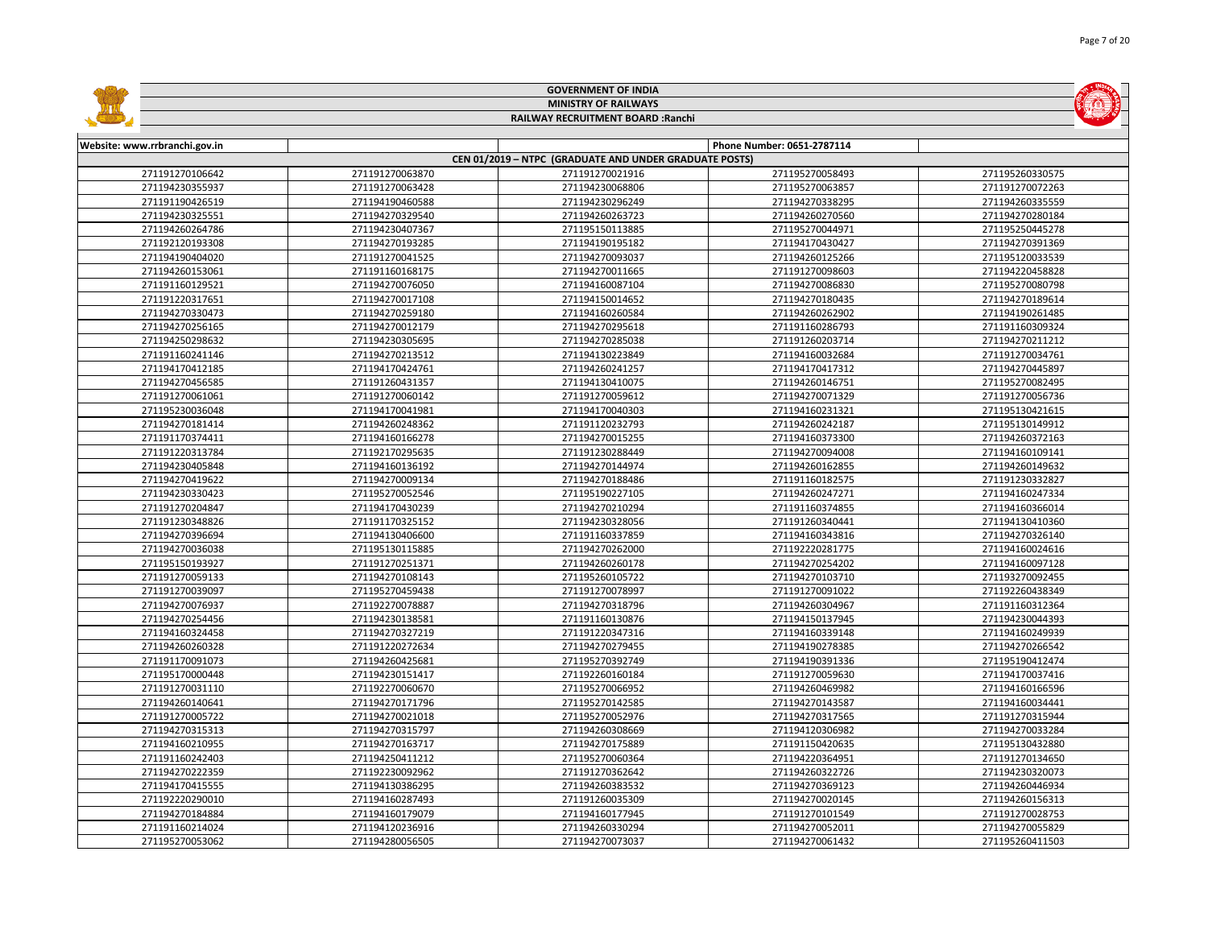# GOVERNMENT OF INDIA

## MINISTRY OF RAILWAYS

### RAILWAY RECRUITMENT BOARD :Ranchi

| Website: www.rrbranchi.gov.in | | | Phone Number: 0651-2787114 | |
|---|---|---|---|---|
| CEN 01/2019 – NTPC (GRADUATE AND UNDER GRADUATE POSTS) | | | | |
| 271191270106642 | 271191270063870 | 271191270021916 | 271195270058493 | 271195260330575 |
| 271194230355937 | 271191270063428 | 271194230068806 | 271195270063857 | 271191270072263 |
| 271191190426519 | 271194190460588 | 271194230296249 | 271194270338295 | 271194260335559 |
| 271194230325551 | 271194270329540 | 271194260263723 | 271194260270560 | 271194270280184 |
| 271194260264786 | 271194230407367 | 271195150113885 | 271195270044971 | 271195250445278 |
| 271192120193308 | 271194270193285 | 271194190195182 | 271194170430427 | 271194270391369 |
| 271194190404020 | 271191270041525 | 271194270093037 | 271194260125266 | 271195120033539 |
| 271194260153061 | 271191160168175 | 271194270011665 | 271191270098603 | 271194220458828 |
| 271191160129521 | 271194270076050 | 271194160087104 | 271194270086830 | 271195270080798 |
| 271191220317651 | 271194270017108 | 271194150014652 | 271194270180435 | 271194270189614 |
| 271194270330473 | 271194270259180 | 271194160260584 | 271194260262902 | 271194190261485 |
| 271194270256165 | 271194270012179 | 271194270295618 | 271191160286793 | 271191160309324 |
| 271194250298632 | 271194230305695 | 271194270285038 | 271191260203714 | 271194270211212 |
| 271191160241146 | 271194270213512 | 271194130223849 | 271194160032684 | 271191270034761 |
| 271194170412185 | 271194170424761 | 271194260241257 | 271194170417312 | 271194170445897 |
| 271194270456585 | 271191260431357 | 271194130410075 | 271194260146751 | 271195270082495 |
| 271191270061061 | 271191270060142 | 271191270059612 | 271194270071329 | 271191270056736 |
| 271195230036048 | 271194170041981 | 271194170040303 | 271194160231321 | 271195130421615 |
| 271194270181414 | 271194260248362 | 271191120232793 | 271194260242187 | 271195130149912 |
| 271191170374411 | 271194160166278 | 271194270015255 | 271194160373300 | 271194260372163 |
| 271191220313784 | 271192170295635 | 271191230288449 | 271194270094008 | 271194160109141 |
| 271194230405848 | 271194160136192 | 271194270144974 | 271194260162855 | 271194260149632 |
| 271194270419622 | 271194270009134 | 271194270188486 | 271191160182575 | 271191230332827 |
| 271194230330423 | 271195270052546 | 271195190227105 | 271194260247271 | 271194160247334 |
| 271191270204847 | 271194170430239 | 271194270210294 | 271191160374855 | 271194160366014 |
| 271191230348826 | 271191170325152 | 271194230328056 | 271191260340441 | 271194130410360 |
| 271194270396694 | 271194130406600 | 271191160337859 | 271194160343816 | 271194270326140 |
| 271194270036038 | 271195130115885 | 271194270262000 | 271192220281775 | 271194160024616 |
| 271195150193927 | 271191270251371 | 271194260260178 | 271194270254202 | 271194160097128 |
| 271191270059133 | 271194270108143 | 271195260105722 | 271194270103710 | 271193270092455 |
| 271191270039097 | 271195270459438 | 271191270078997 | 271191270091022 | 271192260438349 |
| 271194270076937 | 271192270078887 | 271194270318796 | 271194260304967 | 271191160312364 |
| 271194270254456 | 271194230138581 | 271191160130876 | 271194150137945 | 271194230044393 |
| 271194160324458 | 271194270327219 | 271191220347316 | 271194160339148 | 271194160249939 |
| 271194260260328 | 271191220272634 | 271194270279455 | 271194190278385 | 271194270266542 |
| 271191170091073 | 271194260425681 | 271195270392749 | 271194190391336 | 271195190412474 |
| 271195170000448 | 271194230151417 | 271192260160184 | 271191270059630 | 271194170037416 |
| 271191270031110 | 271192270060670 | 271195270066952 | 271194260469982 | 271194160166596 |
| 271194260140641 | 271194270171796 | 271195270142585 | 271194270143587 | 271194160034441 |
| 271191270005722 | 271194270021018 | 271195270052976 | 271194270317565 | 271191270315944 |
| 271194270315313 | 271194270315797 | 271194260308669 | 271194120306982 | 271194270033284 |
| 271194160210955 | 271194270163717 | 271194270175889 | 271191150420635 | 271195130432880 |
| 271191160242403 | 271194250411212 | 271195270060364 | 271194220364951 | 271191270134650 |
| 271194270222359 | 271192230092962 | 271191270362642 | 271194260322726 | 271194230320073 |
| 271194170415555 | 271194130386295 | 271194260383532 | 271194270369123 | 271194260446934 |
| 271192220290010 | 271194160287493 | 271191260035309 | 271194270020145 | 271194260156313 |
| 271194270184884 | 271194160179079 | 271194160177945 | 271191270101549 | 271191270028753 |
| 271191160214024 | 271194120236916 | 271194260330294 | 271194270052011 | 271194270055829 |
| 271195270053062 | 271194280056505 | 271194270073037 | 271194270061432 | 271195260411503 |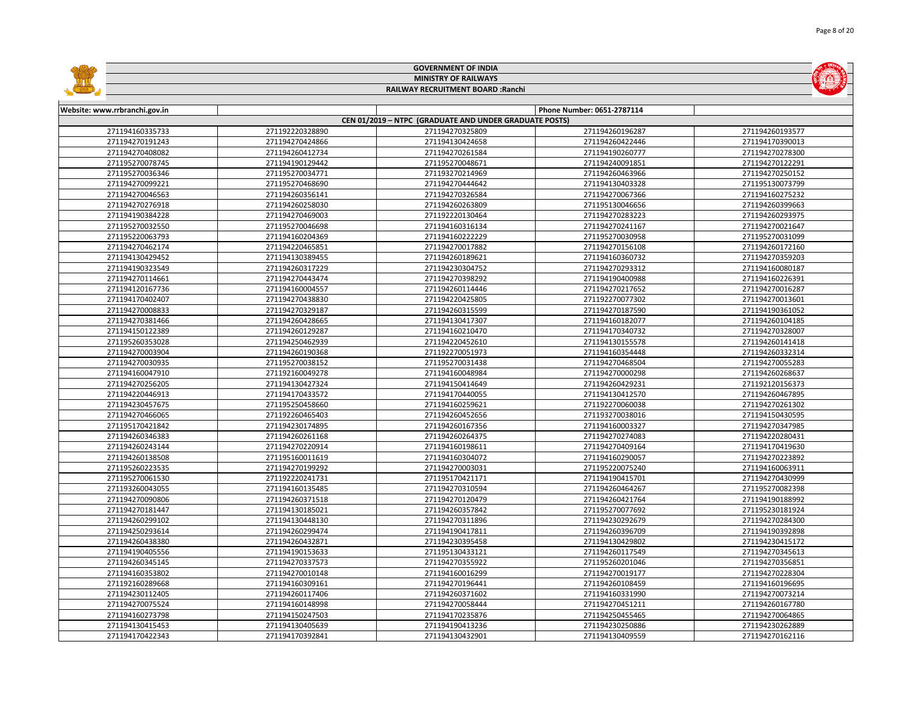**GOVERNMENT OF INDIA**

**MINISTRY OF RAILWAYS**

**RAILWAY RECRUITMENT BOARD :Ranchi**

| Website: www.rrbranchi.gov.in | | | Phone Number: 0651-2787114 | |
|---|---|---|---|---|
| **CEN 01/2019 – NTPC (GRADUATE AND UNDER GRADUATE POSTS)** | | | | |
| 271194160335733 | 271192220328890 | 271194270325809 | 271194260196287 | 271194260193577 |
| 271194270191243 | 271194270424866 | 271194130424658 | 271194260422446 | 271194170390013 |
| 271194270408082 | 271194260412734 | 271194270261584 | 271194190260777 | 271194270278300 |
| 271195270078745 | 271194190129442 | 271195270048671 | 271194240091851 | 271194270122291 |
| 271195270036346 | 271195270034771 | 271193270214969 | 271194260463966 | 271194270250152 |
| 271194270099221 | 271195270468690 | 271194270444642 | 271194130403328 | 271195130073799 |
| 271194270046563 | 271194260356141 | 271194270326584 | 271194270067366 | 271194160275232 |
| 271194270276918 | 271194260258030 | 271194260263809 | 271195130046656 | 271194260399663 |
| 271194190384228 | 271194270469003 | 271192220130464 | 271194270283223 | 271194260293975 |
| 271195270032550 | 271195270046698 | 271194160316134 | 271194270241167 | 271194270021647 |
| 271195220063793 | 271194160204369 | 271194160222229 | 271195270030958 | 271195270031099 |
| 271194270462174 | 271194220465851 | 271194270017882 | 271194270156108 | 271194260172160 |
| 271194130429452 | 271194130389455 | 271194260189621 | 271194160360732 | 271194270359203 |
| 271194190323549 | 271194260317229 | 271194230304752 | 271194270293312 | 271194160080187 |
| 271194270114661 | 271194270443474 | 271194270398292 | 271194190400988 | 271194160226391 |
| 271194120167736 | 271194160004557 | 271194260114446 | 271194270217652 | 271194270016287 |
| 271194170402407 | 271194270438830 | 271194220425805 | 271192270077302 | 271194270013601 |
| 271194270008833 | 271194270329187 | 271194260315599 | 271194270187590 | 271194190361052 |
| 271194270381466 | 271194260428665 | 271194130417307 | 271194160182077 | 271194260104185 |
| 271194150122389 | 271194260129287 | 271194160210470 | 271194170340732 | 271194270328007 |
| 271195260353028 | 271194250462939 | 271194220452610 | 271194130155578 | 271194260141418 |
| 271194270003904 | 271194260190368 | 271192270051973 | 271194160354448 | 271194260332314 |
| 271194270030935 | 271195270038152 | 271195270031438 | 271194270468504 | 271194270055283 |
| 271194160047910 | 271192160049278 | 271194160048984 | 271194270000298 | 271194260268637 |
| 271194270256205 | 271194130427324 | 271194150414649 | 271194260429231 | 271192120156373 |
| 271194220446913 | 271194170433572 | 271194170440055 | 271194130412570 | 271194260467895 |
| 271194230457675 | 271195250458660 | 271194160259621 | 271192270060038 | 271194270261302 |
| 271194270466065 | 271192260465403 | 271194260452656 | 271193270038016 | 271194150430595 |
| 271195170421842 | 271194230174895 | 271194260167356 | 271194160003327 | 271194270347985 |
| 271194260346383 | 271194260261168 | 271194260264375 | 271194270274083 | 271194220280431 |
| 271194260243144 | 271194270220914 | 271194160198611 | 271194270409164 | 271194170419630 |
| 271194260138508 | 271195160011619 | 271194160304072 | 271194160290057 | 271194270223892 |
| 271195260223535 | 271194270199292 | 271194270003031 | 271195220075240 | 271194160063911 |
| 271195270061530 | 271192220241731 | 271195170421171 | 271194190415701 | 271194270430999 |
| 271193260043055 | 271194160135485 | 271194270310594 | 271194260464267 | 271195270082398 |
| 271194270090806 | 271194260371518 | 271194270120479 | 271194260421764 | 271194190188992 |
| 271194270181447 | 271194130185021 | 271194260357842 | 271195270077692 | 271195230181924 |
| 271194260299102 | 271194130448130 | 271194270311896 | 271194230292679 | 271194270284300 |
| 271194250293614 | 271194260299474 | 271194190417811 | 271194260396709 | 271194190392898 |
| 271194260438380 | 271194260432871 | 271194230395458 | 271194130429802 | 271194230415172 |
| 271194190405556 | 271194190153633 | 271195130433121 | 271194260117549 | 271194270345613 |
| 271194260345145 | 271194270337573 | 271194270355922 | 271195260201046 | 271194270356851 |
| 271194160353802 | 271194270010148 | 271194160016299 | 271194270019177 | 271194270228304 |
| 271192160289668 | 271194160309161 | 271194270196441 | 271194260108459 | 271194160196695 |
| 271194230112405 | 271194260117406 | 271194260371602 | 271194160331990 | 271194270073214 |
| 271194270075524 | 271194160148998 | 271194270058444 | 271194270451211 | 271194260167780 |
| 271194160273798 | 271194150247503 | 271194170235876 | 271194250455465 | 271194270064865 |
| 271194130415453 | 271194130405639 | 271194190413236 | 271194230250886 | 271194230262889 |
| 271194170422343 | 271194170392841 | 271194130432901 | 271194130409559 | 271194270162116 |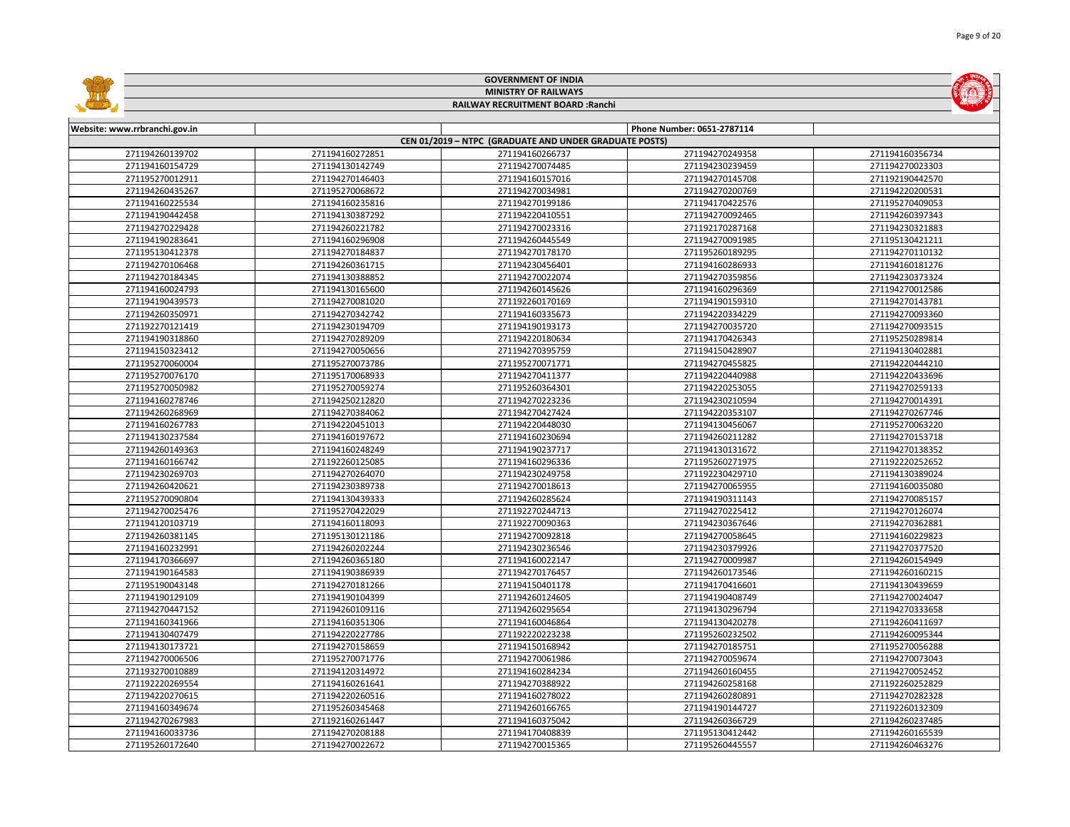GOVERNMENT OF INDIA

MINISTRY OF RAILWAYS

RAILWAY RECRUITMENT BOARD :Ranchi

| Website: www.rrbranchi.gov.in | | | Phone Number: 0651-2787114 | |
|---|---|---|---|---|
| CEN 01/2019 – NTPC (GRADUATE AND UNDER GRADUATE POSTS) | | | | |
| 271194260139702 | 271194160272851 | 271194160266737 | 271194270249358 | 271194160356734 |
| 271194160154729 | 271194130142749 | 271194270074485 | 271194230239459 | 271194270023303 |
| 271195270012911 | 271194270146403 | 271194160157016 | 271194270145708 | 271192190442570 |
| 271194260435267 | 271195270068672 | 271194270034981 | 271194270200769 | 271194220200531 |
| 271194160225534 | 271194160235816 | 271194270199186 | 271194170422576 | 271195270409053 |
| 271194190442458 | 271194130387292 | 271194220410551 | 271194270092465 | 271194260397343 |
| 271194270229428 | 271194260221782 | 271194270023316 | 271192170287168 | 271194230321883 |
| 271194190283641 | 271194160296908 | 271194260445549 | 271194270091985 | 271195130421211 |
| 271195130412378 | 271194270184837 | 271194270178170 | 271195260189295 | 271194270110132 |
| 271194270106468 | 271194260361715 | 271194230456401 | 271194160286933 | 271194160181276 |
| 271194270184345 | 271194130388852 | 271194270022074 | 271194270359856 | 271194230373324 |
| 271194160024793 | 271194130165600 | 271194260145626 | 271194160296369 | 271194270012586 |
| 271194190439573 | 271194270081020 | 271192260170169 | 271194190159310 | 271194270143781 |
| 271194260350971 | 271194270342742 | 271194160335673 | 271194220334229 | 271194270093360 |
| 271192270121419 | 271194230194709 | 271194190193173 | 271194270035720 | 271194270093515 |
| 271194190318860 | 271194270289209 | 271194220180634 | 271194170426343 | 271195250289814 |
| 271194150323412 | 271194270050656 | 271194270395759 | 271194150428907 | 271194130402881 |
| 271195270060004 | 271195270073786 | 271195270071771 | 271194270455825 | 271194220444210 |
| 271195270076170 | 271195170068933 | 271194270411377 | 271194220440988 | 271194220433696 |
| 271195270050982 | 271195270059274 | 271195260364301 | 271194220253055 | 271194270259133 |
| 271194160278746 | 271194250212820 | 271194270223236 | 271194230210594 | 271194270014391 |
| 271194260268969 | 271194270384062 | 271194270427424 | 271194220353107 | 271194270267746 |
| 271194160267783 | 271194220451013 | 271194220448030 | 271194130456067 | 271195270063220 |
| 271194130237584 | 271194160197672 | 271194160230694 | 271194260211282 | 271194270153718 |
| 271194260149363 | 271194160248249 | 271194190237717 | 271194130131672 | 271194270138352 |
| 271194160166742 | 271192260125085 | 271194160296336 | 271195260271975 | 271192220252652 |
| 271194230269703 | 271194270264070 | 271194230249758 | 271192230429710 | 271194130389024 |
| 271194260420621 | 271194230389738 | 271194270018613 | 271194270065955 | 271194160035080 |
| 271195270090804 | 271194130439333 | 271194260285624 | 271194190311143 | 271194270085157 |
| 271194270025476 | 271195270422029 | 271192270244713 | 271194270225412 | 271194270126074 |
| 271194120103719 | 271194160118093 | 271192270090363 | 271194230367646 | 271194270362881 |
| 271194260381145 | 271195130121186 | 271194270092818 | 271194270058645 | 271194160229823 |
| 271194160232991 | 271194260202244 | 271194230236546 | 271194230379926 | 271194270377520 |
| 271194170366697 | 271194260365180 | 271194160022147 | 271194270009987 | 271194260154949 |
| 271194190164583 | 271194190386939 | 271194270176457 | 271194260173546 | 271194260160215 |
| 271195190043148 | 271194270181266 | 271194150401178 | 271194170416601 | 271194130439659 |
| 271194190129109 | 271194190104399 | 271194260124605 | 271194190408749 | 271194270024047 |
| 271194270447152 | 271194260109116 | 271194260295654 | 271194130296794 | 271194270333658 |
| 271194160341966 | 271194160351306 | 271194160046864 | 271194130420278 | 271194260411697 |
| 271194130407479 | 271194220227786 | 271192220223238 | 271195260232502 | 271194260095344 |
| 271194130173721 | 271194270158659 | 271194150168942 | 271194270185751 | 271195270056288 |
| 271194270006506 | 271195270071776 | 271194270061986 | 271194270059674 | 271194270073043 |
| 271193270010889 | 271194120314972 | 271194160284234 | 271194260160455 | 271194270052452 |
| 271192220269554 | 271194160261641 | 271194270388922 | 271194260258168 | 271192260252829 |
| 271194220270615 | 271194220260516 | 271194160278022 | 271194260280891 | 271194270282328 |
| 271194160349674 | 271195260345468 | 271194260166765 | 271194190144727 | 271192260132309 |
| 271194270267983 | 271192160261447 | 271194160375042 | 271194260366729 | 271194260237485 |
| 271194160033736 | 271194270208188 | 271194170408839 | 271195130412442 | 271194260165539 |
| 271195260172640 | 271194270022672 | 271194270015365 | 271195260445557 | 271194260463276 |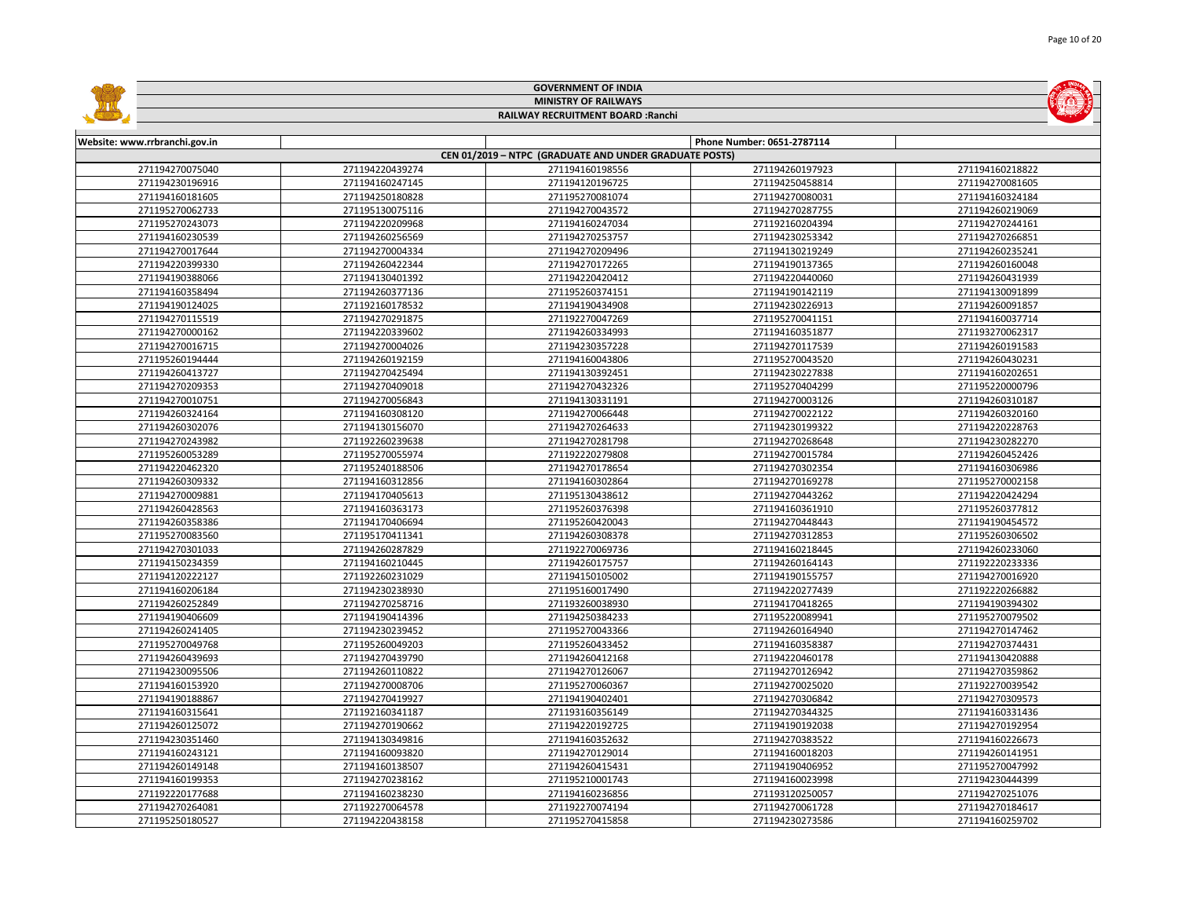GOVERNMENT OF INDIA

MINISTRY OF RAILWAYS

RAILWAY RECRUITMENT BOARD :Ranchi

| Website: www.rrbranchi.gov.in | | | Phone Number: 0651-2787114 | |
|---|---|---|---|---|
| CEN 01/2019 – NTPC (GRADUATE AND UNDER GRADUATE POSTS) | | | | |
| 271194270075040 | 271194220439274 | 271194160198556 | 271194260197923 | 271194160218822 |
| 271194230196916 | 271194160247145 | 271194120196725 | 271194250458814 | 271194270081605 |
| 271194160181605 | 271194250180828 | 271195270081074 | 271194270080031 | 271194160324184 |
| 271195270062733 | 271195130075116 | 271194270043572 | 271194270287755 | 271194260219069 |
| 271195270243073 | 271194220209968 | 271194160247034 | 271192160204394 | 271194270244161 |
| 271194160230539 | 271194260256569 | 271194270253757 | 271194230253342 | 271194270266851 |
| 271194270017644 | 271194270004334 | 271194270209496 | 271194130219249 | 271194260235241 |
| 271194220399330 | 271194260422344 | 271194270172265 | 271194190137365 | 271194260160048 |
| 271194190388066 | 271194130401392 | 271194220420412 | 271194220440060 | 271194260431939 |
| 271194160358494 | 271194260377136 | 271195260374151 | 271194190142119 | 271194130091899 |
| 271194190124025 | 271192160178532 | 271194190434908 | 271194230226913 | 271194260091857 |
| 271194270115519 | 271194270291875 | 271192270047269 | 271195270041151 | 271194160037714 |
| 271194270000162 | 271194220339602 | 271194260334993 | 271194160351877 | 271193270062317 |
| 271194270016715 | 271194270004026 | 271194230357228 | 271194270117539 | 271194260191583 |
| 271195260194444 | 271194260192159 | 271194160043806 | 271195270043520 | 271194260430231 |
| 271194260413727 | 271194270425494 | 271194130392451 | 271194230227838 | 271194160202651 |
| 271194270209353 | 271194270409018 | 271194270432326 | 271195270404299 | 271195220000796 |
| 271194270010751 | 271194270056843 | 271194130331191 | 271194270003126 | 271194260310187 |
| 271194260324164 | 271194160308120 | 271194270066448 | 271194270022122 | 271194260320160 |
| 271194260302076 | 271194130156070 | 271194270264633 | 271194230199322 | 271194220228763 |
| 271194270243982 | 271192260239638 | 271194270281798 | 271194270268648 | 271194230282270 |
| 271195260053289 | 271195270055974 | 271192220279808 | 271194270015784 | 271194260452426 |
| 271194220462320 | 271195240188506 | 271194270178654 | 271194270302354 | 271194160306986 |
| 271194260309332 | 271194160312856 | 271194160302864 | 271194270169278 | 271195270002158 |
| 271194270009881 | 271194170405613 | 271195130438612 | 271194270443262 | 271194220424294 |
| 271194260428563 | 271194160363173 | 271195260376398 | 271194160361910 | 271195260377812 |
| 271194260358386 | 271194170406694 | 271195260420043 | 271194270448443 | 271194190454572 |
| 271195270083560 | 271195170411341 | 271194260308378 | 271194270312853 | 271195260306502 |
| 271194270301033 | 271194260287829 | 271192270069736 | 271194160218445 | 271194260233060 |
| 271194150234359 | 271194160210445 | 271194260175757 | 271194260164143 | 271192220233336 |
| 271194120222127 | 271192260231029 | 271194150105002 | 271194190155757 | 271194270016920 |
| 271194160206184 | 271194230238930 | 271195160017490 | 271194220277439 | 271192220266882 |
| 271194260252849 | 271194270258716 | 271193260038930 | 271194170418265 | 271194190394302 |
| 271194190406609 | 271194190414396 | 271194250384233 | 271195220089941 | 271195270079502 |
| 271194260241405 | 271194230239452 | 271195270043366 | 271194260164940 | 271194270147462 |
| 271195270049768 | 271195260049203 | 271195260433452 | 271194160358387 | 271194270374431 |
| 271194260439693 | 271194270439790 | 271194260412168 | 271194220460178 | 271194130420888 |
| 271194230095506 | 271194260110822 | 271194270126067 | 271194270126942 | 271194270359862 |
| 271194160153920 | 271194270008706 | 271195270060367 | 271194270025020 | 271192270039542 |
| 271194190188867 | 271194270419927 | 271194190402401 | 271194270306842 | 271194270309573 |
| 271194160315641 | 271192160341187 | 271193160356149 | 271194270344325 | 271194160331436 |
| 271194260125072 | 271194270190662 | 271194220192725 | 271194190192038 | 271194270192954 |
| 271194230351460 | 271194130349816 | 271194160352632 | 271194270383522 | 271194160226673 |
| 271194160243121 | 271194160093820 | 271194270129014 | 271194160018203 | 271194260141951 |
| 271194260149148 | 271194160138507 | 271194260415431 | 271194190406952 | 271195270047992 |
| 271194160199353 | 271194270238162 | 271195210001743 | 271194160023998 | 271194230444399 |
| 271192220177688 | 271194160236856 | 271194160236856 | 271193120250057 | 271194270251076 |
| 271194270264081 | 271192270064578 | 271192270074194 | 271194270061728 | 271194270184617 |
| 271195250180527 | 271194220438158 | 271195270415858 | 271194230273586 | 271194160259702 |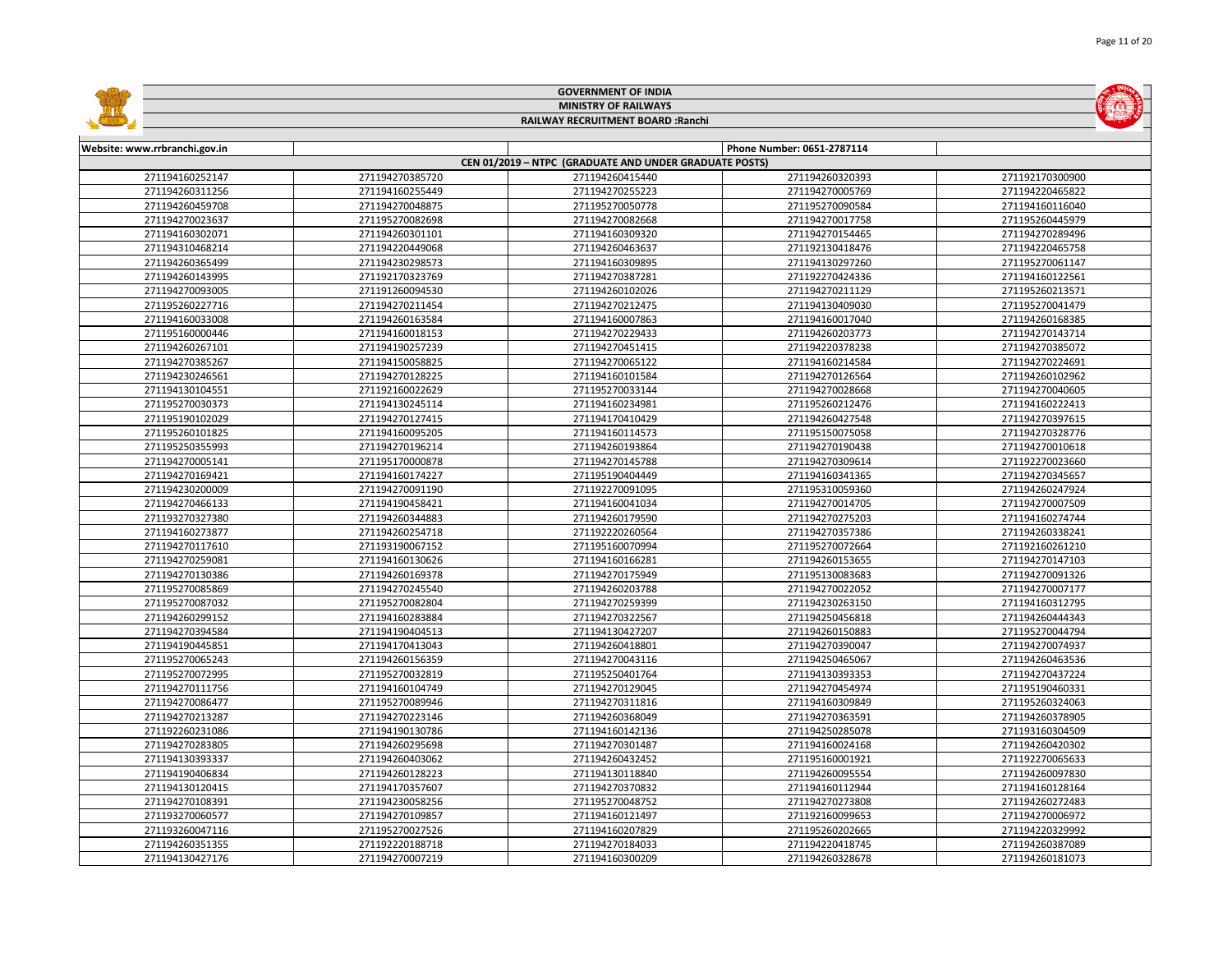# GOVERNMENT OF INDIA

## MINISTRY OF RAILWAYS

### RAILWAY RECRUITMENT BOARD :Ranchi

| Website: www.rrbranchi.gov.in | | | Phone Number: 0651-2787114 | |
|---|---|---|---|---|
| CEN 01/2019 – NTPC (GRADUATE AND UNDER GRADUATE POSTS) | | | | |
| 271194160252147 | 271194270385720 | 271194260415440 | 271194260320393 | 271192170300900 |
| 271194260311256 | 271194160255449 | 271194270255223 | 271194270005769 | 271194220465822 |
| 271194260459708 | 271194270048875 | 271195270050778 | 271195270090584 | 271194160116040 |
| 271194270023637 | 271195270082698 | 271194270082668 | 271194270017758 | 271195260445979 |
| 271194160302071 | 271194260301101 | 271194160309320 | 271194270154465 | 271194270289496 |
| 271194310468214 | 271194220449068 | 271194260463637 | 271192130418476 | 271194220465758 |
| 271194260365499 | 271194230298573 | 271194160309895 | 271194130297260 | 271195270061147 |
| 271194260143995 | 271192170323769 | 271194270387281 | 271192270424336 | 271194160122561 |
| 271194270093005 | 271191260094530 | 271194260102026 | 271194270211129 | 271195260213571 |
| 271195260227716 | 271194270211454 | 271194270212475 | 271194130409030 | 271195270041479 |
| 271194160033008 | 271194260163584 | 271194160007863 | 271194160017040 | 271194260168385 |
| 271195160000446 | 271194160018153 | 271194270229433 | 271194260203773 | 271194270143714 |
| 271194260267101 | 271194190257239 | 271194270451415 | 271194220378238 | 271194220385072 |
| 271194270385267 | 271194150058825 | 271194270065122 | 271194160214584 | 271194270224691 |
| 271194230246561 | 271194270128225 | 271194160101584 | 271194270126564 | 271194260102962 |
| 271194130104551 | 271192160022629 | 271195270033144 | 271194270028668 | 271194270040605 |
| 271195270030373 | 271194130245114 | 271194160234981 | 271195260212476 | 271194160222413 |
| 271195190102029 | 271194270127415 | 271194170410429 | 271194260427548 | 271194270397615 |
| 271195260101825 | 271194160095205 | 271194160114573 | 271195150075058 | 271194270328776 |
| 271195250355993 | 271194270196214 | 271194260193864 | 271194270190438 | 271194270010618 |
| 271194270005141 | 271195170000878 | 271194270145788 | 271194270309614 | 271192270023660 |
| 271194270169421 | 271194160174227 | 271195190404449 | 271194160341365 | 271194270345657 |
| 271194230200009 | 271194270091190 | 271192270091095 | 271195310059360 | 271194260247924 |
| 271194270466133 | 271194190458421 | 271194160041034 | 271194270014705 | 271194270007509 |
| 271193270327380 | 271194260344883 | 271194260179590 | 271194270275203 | 271194160274744 |
| 271194160273877 | 271194260254718 | 271192220260564 | 271194270357386 | 271194260338241 |
| 271194270117610 | 271193190067152 | 271195160070994 | 271195270072664 | 271192160261210 |
| 271194270259081 | 271194160130626 | 271194160166281 | 271194260153655 | 271194270147103 |
| 271194270130386 | 271194260169378 | 271194270175949 | 271195130083683 | 271194270091326 |
| 271195270085869 | 271194270245540 | 271194260203788 | 271194270022052 | 271194270007177 |
| 271195270087032 | 271195270082804 | 271194270259399 | 271194230263150 | 271194160312795 |
| 271194260299152 | 271194160283884 | 271194270322567 | 271194250456818 | 271194260444343 |
| 271194270394584 | 271194190404513 | 271194130427207 | 271194260150883 | 271195270044794 |
| 271194190445851 | 271194170413043 | 271194260418801 | 271194270390047 | 271194270074937 |
| 271195270065243 | 271194260156359 | 271194270043116 | 271194250465067 | 271194260463536 |
| 271195270072995 | 271195270032819 | 271195250401764 | 271194130393353 | 271194270437224 |
| 271194270111756 | 271194160104749 | 271194270129045 | 271194270454974 | 271195190460331 |
| 271194270086477 | 271195270089946 | 271194270311816 | 271194160309849 | 271195260324063 |
| 271194270213287 | 271194270223146 | 271194260368049 | 271194270363591 | 271194260378905 |
| 271192260231086 | 271194190130786 | 271194160142136 | 271194250285078 | 271193160304509 |
| 271194270283805 | 271194260295698 | 271194270301487 | 271194160024168 | 271194260420302 |
| 271194130393337 | 271194260403062 | 271194260432452 | 271195160001921 | 271192270065633 |
| 271194190406834 | 271194260128223 | 271194130118840 | 271194260095554 | 271194260097830 |
| 271194130120415 | 271194170357607 | 271194270370832 | 271194160112944 | 271194160128164 |
| 271194270108391 | 271194230058256 | 271195270048752 | 271194270273808 | 271194260272483 |
| 271193270060577 | 271194270109857 | 271194160121497 | 271192160099653 | 271194270006972 |
| 271193260047116 | 271195270027526 | 271194160027829 | 271195260202665 | 271194220329992 |
| 271194260351355 | 271192220188718 | 271194270184033 | 271194220418745 | 271194260387089 |
| 271194130427176 | 271194270007219 | 271194160300209 | 271194260328678 | 271194260181073 |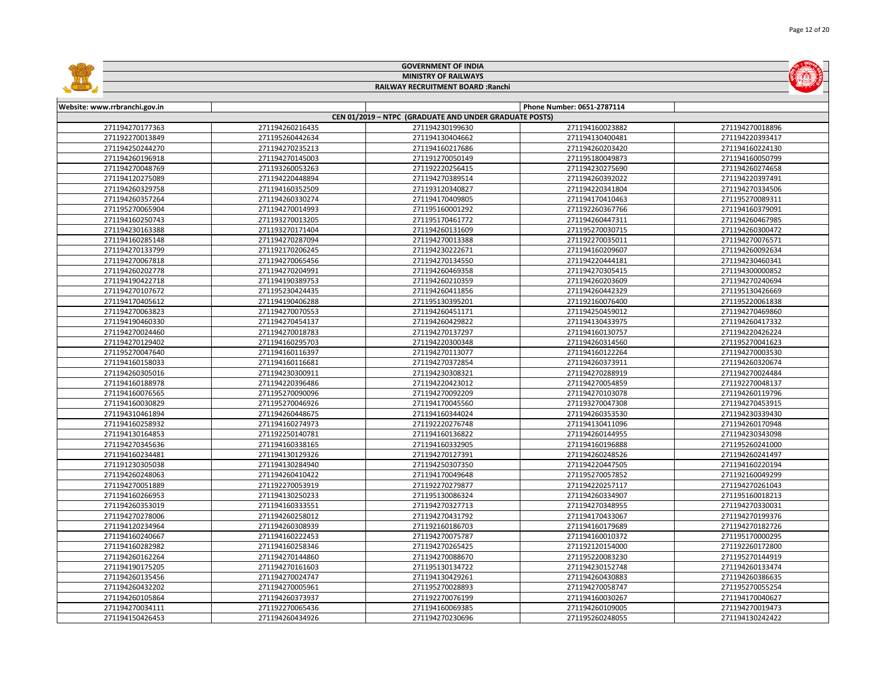GOVERNMENT OF INDIA

MINISTRY OF RAILWAYS

RAILWAY RECRUITMENT BOARD :Ranchi

| Website: www.rrbranchi.gov.in | | | Phone Number: 0651-2787114 | |
|---|---|---|---|---|
| CEN 01/2019 – NTPC (GRADUATE AND UNDER GRADUATE POSTS) | | | | |
| 271194270177363 | 271194260216435 | 271194230199630 | 271194160023882 | 271194270018896 |
| 271192270013849 | 271195260442634 | 271194130404662 | 271194130400481 | 271194220393417 |
| 271194250244270 | 271194270235213 | 271194160217686 | 271194260203420 | 271194160224130 |
| 271194260196918 | 271194270145003 | 271191270050149 | 271195180049873 | 271194160050799 |
| 271194270048769 | 271193260053263 | 271192220256415 | 271194230275690 | 271194260274658 |
| 271194120275089 | 271194220448894 | 271194270389514 | 271194260392022 | 271194220397491 |
| 271194260329758 | 271194160352509 | 271193120340827 | 271194220341804 | 271194270334506 |
| 271194260357264 | 271194260330274 | 271194170409805 | 271194170410463 | 271195270089311 |
| 271195270065904 | 271194270014993 | 271195160001292 | 271192260367766 | 271194160379091 |
| 271194160250743 | 271193270013205 | 271195170461772 | 271194260447311 | 271194260467985 |
| 271194230163388 | 271193270171404 | 271194260131609 | 271195270030715 | 271194260300472 |
| 271194160285148 | 271194270287094 | 271194270013388 | 271192270035011 | 271194270076571 |
| 271194270133799 | 271192170206245 | 271194230222671 | 271194160209607 | 271194260092634 |
| 271194270067818 | 271194270065456 | 271194270134550 | 271194220444181 | 271194230460341 |
| 271194260202778 | 271194270204991 | 271194260469358 | 271194270305415 | 271194300000852 |
| 271194190422718 | 271194190389753 | 271194260210359 | 271194260203609 | 271194270240694 |
| 271194270107672 | 271195230424435 | 271194260411856 | 271194260442329 | 271195130426669 |
| 271194170405612 | 271194190406288 | 271195130395201 | 271192160076400 | 271195220061838 |
| 271194270063823 | 271194270070553 | 271194260451171 | 271194250459012 | 271194270469860 |
| 271194190460330 | 271194270454137 | 271194260429822 | 271194130433975 | 271194260417332 |
| 271194270024460 | 271194270018783 | 271194270137297 | 271194160130757 | 271194220426224 |
| 271194270129402 | 271194160295703 | 271194220300348 | 271194260314560 | 271195270041623 |
| 271195270047640 | 271194160116397 | 271194270113077 | 271194160122264 | 271194270003530 |
| 271194160158033 | 271194160116681 | 271194270372854 | 271194260373911 | 271194260320674 |
| 271194260305016 | 271194230300911 | 271194230308321 | 271194270288919 | 271194270024484 |
| 271194160188978 | 271194220396486 | 271194220423012 | 271194270054859 | 271192270048137 |
| 271194160076565 | 271195270090096 | 271194270092209 | 271194270103078 | 271194260119796 |
| 271194160030829 | 271195270046926 | 271194170045560 | 271193270047308 | 271194270453915 |
| 271194310461894 | 271194260448675 | 271194160344024 | 271194260353530 | 271194230339430 |
| 271194160258932 | 271194160274973 | 271192220276748 | 271194130411096 | 271194260170948 |
| 271194130164853 | 271192250140781 | 271194160136822 | 271194260144955 | 271194230343098 |
| 271194270345636 | 271194160338165 | 271194160332905 | 271194160196888 | 271195260241000 |
| 271194160234481 | 271194130129326 | 271194270127391 | 271194260248526 | 271194260241497 |
| 271191230305038 | 271194130284940 | 271194250307350 | 271194220447505 | 271194160220194 |
| 271194260248063 | 271194260410422 | 271194170049648 | 271195270057852 | 271192160049299 |
| 271194270051889 | 271192270053919 | 271192270279877 | 271194220257117 | 271194270261043 |
| 271194160266953 | 271194130250233 | 271195130086324 | 271194260334907 | 271195160018213 |
| 271194260353019 | 271194160333551 | 271194270327713 | 271194270348955 | 271194270330031 |
| 271194270278006 | 271194260258012 | 271194270431792 | 271194170433067 | 271194270199376 |
| 271194120234964 | 271194260308939 | 271192160186703 | 271194160179689 | 271194270182726 |
| 271194160240667 | 271194160222453 | 271194270075787 | 271194160010372 | 271195170000295 |
| 271194160282982 | 271194160258346 | 271194270265425 | 271192120154000 | 271192260172800 |
| 271194260162264 | 271194270144860 | 271194270088670 | 271195220083230 | 271195270144919 |
| 271194190175205 | 271194270161603 | 271195130134722 | 271194230152748 | 271194260133474 |
| 271194260135456 | 271194270024747 | 271194130429261 | 271194260430883 | 271194260386635 |
| 271194260432202 | 271194270005961 | 271195270028893 | 271194270058747 | 271195270055254 |
| 271194260105864 | 271194260373937 | 271192270076199 | 271194160030267 | 271194170040627 |
| 271194270034111 | 271192270065436 | 271194160069385 | 271194260109005 | 271194270019473 |
| 271194150426453 | 271194260434926 | 271194270230696 | 271195260248055 | 271194130242422 |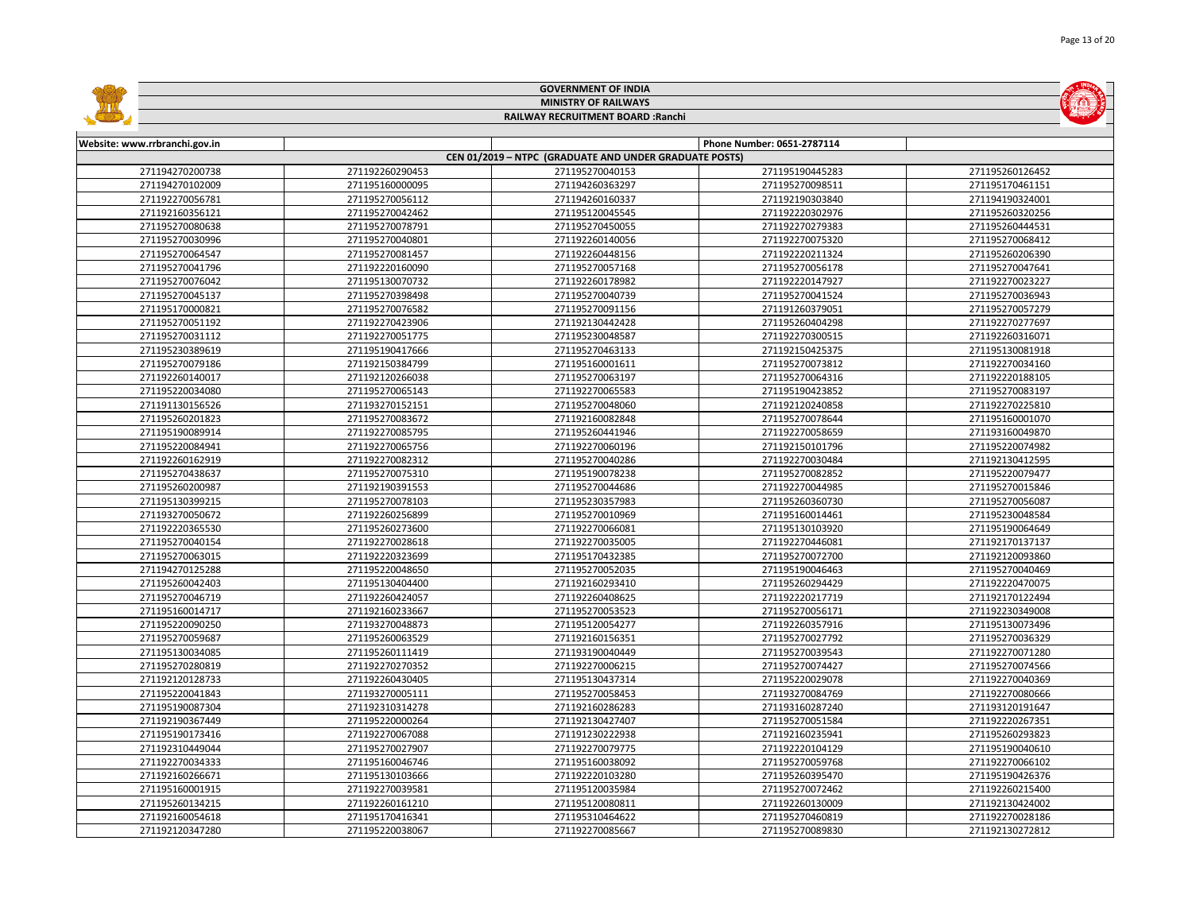# GOVERNMENT OF INDIA

## MINISTRY OF RAILWAYS

### RAILWAY RECRUITMENT BOARD :Ranchi

| Website: www.rrbranchi.gov.in | | | Phone Number: 0651-2787114 | |
|---|---|---|---|---|
| CEN 01/2019 – NTPC (GRADUATE AND UNDER GRADUATE POSTS) | | | | |
| 271194270200738 | 271192260290453 | 271195270040153 | 271195190445283 | 271195260126452 |
| 271194270102009 | 271195160000095 | 271194260363297 | 271195270098511 | 271195170461151 |
| 271192270056781 | 271195270056112 | 271194260160337 | 271192190303840 | 271194190324001 |
| 271192160356121 | 271195270042462 | 271195120045545 | 271192220302976 | 271195260320256 |
| 271195270080638 | 271195270078791 | 271195270450055 | 271192270279383 | 271195260444531 |
| 271195270030996 | 271195270040801 | 271192260140056 | 271192270075320 | 271195270068412 |
| 271195270064547 | 271195260081457 | 271192260448156 | 271192220211324 | 271195260206390 |
| 271195270041796 | 271192220160090 | 271195270057168 | 271195270056178 | 271195270047641 |
| 271195270076042 | 271195130070732 | 271192260178982 | 271192220147927 | 271192270023227 |
| 271195270045137 | 271195270398498 | 271195270040739 | 271195270041524 | 271195270036943 |
| 271195170000821 | 271195270076582 | 271195270091156 | 271191260379051 | 271195270057279 |
| 271195270051192 | 271192270423906 | 271192130442428 | 271195260404298 | 271192270277697 |
| 271195270031112 | 271192270051775 | 271195230048587 | 271192270300515 | 271192260316071 |
| 271195230389619 | 271195190417666 | 271195270463133 | 271192150425375 | 271195130081918 |
| 271195270079186 | 271192150384799 | 271195160001611 | 271195270073812 | 271192270034160 |
| 271192260140017 | 271192120266038 | 271195270063197 | 271195270064316 | 271192220188105 |
| 271195220034080 | 271195270065143 | 271192270065583 | 271195190423852 | 271195270083197 |
| 271191130156526 | 271193270152151 | 271195270048060 | 271192120240858 | 271192270225810 |
| 271195260201823 | 271195270083672 | 271192160082848 | 271195270078644 | 271195160001070 |
| 271195190089914 | 271192270085795 | 271195260441946 | 271192270058659 | 271193160049870 |
| 271195220084941 | 271192270065756 | 271192270060196 | 271192150101796 | 271195220074982 |
| 271192260162919 | 271192270082312 | 271195270040286 | 271192270030484 | 271192130412595 |
| 271195270438637 | 271195270075310 | 271195190078238 | 271195270082852 | 271195220079477 |
| 271195260200987 | 271192190391553 | 271195270044686 | 271192270044985 | 271195270015846 |
| 271195130399215 | 271195270078103 | 271195230357983 | 271195260360730 | 271195270056087 |
| 271193270050672 | 271192260256899 | 271195270010969 | 271195160014461 | 271195230048584 |
| 271192220365530 | 271195260273600 | 271192270066081 | 271195130103920 | 271195190064649 |
| 271195270040154 | 271192270028618 | 271192270035005 | 271192270446081 | 271192170137137 |
| 271195270063015 | 271192220323699 | 271195170432385 | 271195270072700 | 271192120093860 |
| 271194270125288 | 271195220048650 | 271195270052035 | 271195190046463 | 271195270040469 |
| 271195260042403 | 271195130404400 | 271192160293410 | 271195260294429 | 271192220470075 |
| 271195270046719 | 271192260424057 | 271192260408625 | 271192220217719 | 271192170122494 |
| 271195160014717 | 271192160233667 | 271195270053523 | 271195270056171 | 271192230349008 |
| 271195220090250 | 271193270048873 | 271195120054277 | 271192260357916 | 271195130073496 |
| 271195270059687 | 271195260063529 | 271192160156351 | 271195270027792 | 271195270036329 |
| 271195130034085 | 271195260111419 | 271193190040449 | 271195270039543 | 271192270071280 |
| 271195270280819 | 271192270270352 | 271192270006215 | 271195270074427 | 271195270074566 |
| 271192120128733 | 271192260430405 | 271195130437314 | 271195220029078 | 271192270040369 |
| 271195220041843 | 271193270005111 | 271195270058453 | 271193270084769 | 271192270080666 |
| 271195190087304 | 271192310314278 | 271192160286283 | 271193160287240 | 271193120191647 |
| 271192190367449 | 271195220000264 | 271192130427407 | 271195270051584 | 271192220267351 |
| 271195190173416 | 271192270067088 | 271191230222938 | 271192160235941 | 271195260293823 |
| 271192310449044 | 271195270027907 | 271192270079775 | 271192220104129 | 271195190040610 |
| 271192270034333 | 271195160046746 | 271195160038092 | 271195270059768 | 271192270066102 |
| 271192160266671 | 271195130103666 | 271192220103280 | 271195260395470 | 271195190426376 |
| 271195160001915 | 271192270039581 | 271195120035984 | 271195270072462 | 271192260215400 |
| 271195260134215 | 271192260161210 | 271195120080811 | 271192260130009 | 271192130424002 |
| 271192160054618 | 271195170416341 | 271195310464622 | 271195270460819 | 271192270028186 |
| 271192120347280 | 271195220038067 | 271192270085667 | 271195270089830 | 271192130272812 |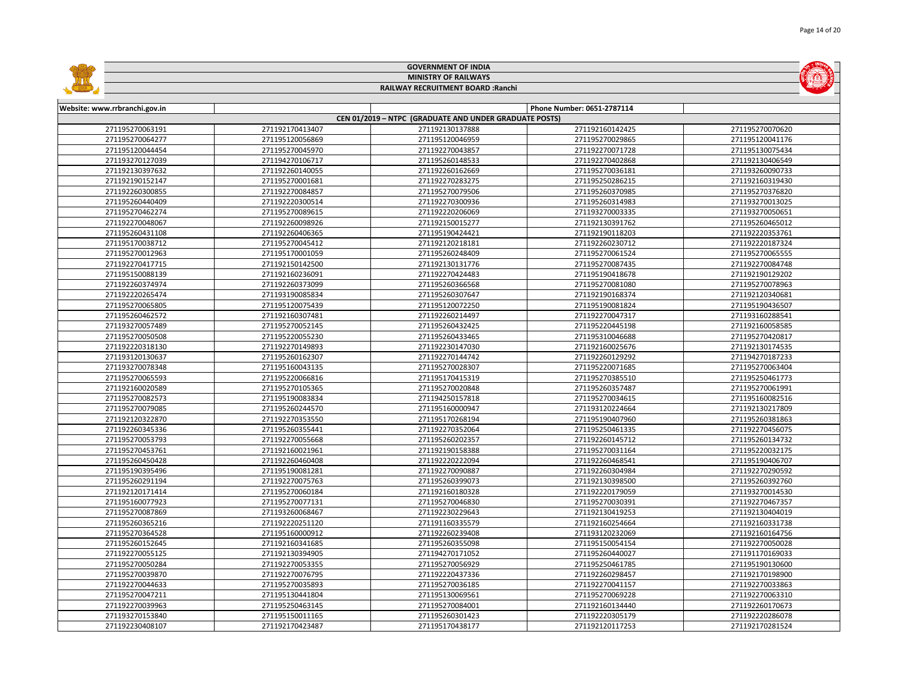# GOVERNMENT OF INDIA
## MINISTRY OF RAILWAYS
### RAILWAY RECRUITMENT BOARD :Ranchi

| Website: www.rrbranchi.gov.in | | | Phone Number: 0651-2787114 | |
|---|---|---|---|---|
| CEN 01/2019 – NTPC (GRADUATE AND UNDER GRADUATE POSTS) | | | | |
| 271195270063191 | 271192170413407 | 271192130137888 | 271192160142425 | 271195270070620 |
| 271195270064277 | 271195120056869 | 271195120046959 | 271195270029865 | 271195120041176 |
| 271195120044454 | 271195270045970 | 271192270043857 | 271192270071728 | 271195130075434 |
| 271193270127039 | 271194270106717 | 271195260148533 | 271192270402868 | 271192130406549 |
| 271192130397632 | 271192260140055 | 271192260162669 | 271195270036181 | 271193260090733 |
| 271192190152147 | 271195270001681 | 271192270283275 | 271195250286215 | 271192160319430 |
| 271192260300855 | 271192270084857 | 271195270079506 | 271195260370985 | 271195270376820 |
| 271195260440409 | 271192220300514 | 271192270300936 | 271195260314983 | 271193270013025 |
| 271195270462274 | 271195270089615 | 271192220206069 | 271193270003335 | 271193270050651 |
| 271192270048067 | 271192260098926 | 271192150015277 | 271192130391762 | 271195260465012 |
| 271195260431108 | 271192260406365 | 271195190424421 | 271192190118203 | 271192220353761 |
| 271195170038712 | 271195270045412 | 271192120218181 | 271192260230712 | 271192220187324 |
| 271195270012963 | 271195170001059 | 271195260248409 | 271195260061524 | 271195270065555 |
| 271192270417715 | 271192150142500 | 271192130131776 | 271195270087435 | 271192270084748 |
| 271195150088139 | 271192160236091 | 271192270424483 | 271195190418678 | 271192190129202 |
| 271192260374974 | 271192260373099 | 271195260366568 | 271195270081080 | 271195270078963 |
| 271192220265474 | 271193190085834 | 271195260307647 | 271192190168374 | 271192120340681 |
| 271195270065805 | 271195120075439 | 271195120072250 | 271195190081824 | 271195190436507 |
| 271195260462572 | 271192160307481 | 271192260214497 | 271192270047317 | 271193160288541 |
| 271193270057489 | 271195270052145 | 271195260432425 | 271195220445198 | 271192160058585 |
| 271195270050508 | 271195220055230 | 271195260433465 | 271195310046688 | 271195270420817 |
| 271192220318130 | 271192270149893 | 271192230147030 | 271192160025676 | 271192130174535 |
| 271193120130637 | 271195260162307 | 271192270144742 | 271192260129292 | 271194270187233 |
| 271193270078348 | 271195160043135 | 271195270028307 | 271195220071685 | 271195270063404 |
| 271195270065593 | 271195220066816 | 271195170415319 | 271195270385510 | 271195250461773 |
| 271192160020589 | 271195270105365 | 271195270020848 | 271195260357487 | 271195270061991 |
| 271195270082573 | 271195190083834 | 271194250157818 | 271195270034615 | 271195160082516 |
| 271195270079085 | 271195260244570 | 271195160000947 | 271193120224664 | 271192130217809 |
| 271192120322870 | 271192270353550 | 271195170268194 | 271195190407960 | 271195260381863 |
| 271192260345336 | 271195260355441 | 271192270352064 | 271195250461335 | 271192270456075 |
| 271195270053793 | 271192270055668 | 271195260202357 | 271192260145712 | 271195260134732 |
| 271195270453761 | 271192160021961 | 271192190158388 | 271195270031164 | 271195220032175 |
| 271195260450428 | 271192260460408 | 271192220222094 | 271192260468541 | 271195190406707 |
| 271195190395496 | 271195190081281 | 271192270090887 | 271192260304984 | 271192270290592 |
| 271195260291194 | 271192270075763 | 271195260399073 | 271192130398500 | 271195260392760 |
| 271192120171414 | 271195270060184 | 271192160180328 | 271192220179059 | 271193270014530 |
| 271195160077923 | 271195270077131 | 271195270046830 | 271195270030391 | 271192270467357 |
| 271195270087869 | 271193260068467 | 271192230229643 | 271192130419253 | 271192130404019 |
| 271195260365216 | 271192220251120 | 271191160335579 | 271192160254664 | 271192160331738 |
| 271195270364528 | 271195160000912 | 271192260239408 | 271193120232069 | 271192160164756 |
| 271195260152645 | 271192160341685 | 271195260355098 | 271195150054154 | 271192270050028 |
| 271192270055125 | 271192130394905 | 271194270171052 | 271195260440027 | 271191170169033 |
| 271195270050284 | 271192270053355 | 271195270056929 | 271195250461785 | 271195190130600 |
| 271195270039870 | 271192270076795 | 271192220437336 | 271192260298457 | 271192170198900 |
| 271192270044633 | 271195270035893 | 271195270036185 | 271192270041157 | 271192270033863 |
| 271195270047211 | 271195130441804 | 271195130069561 | 271195270069228 | 271192270063310 |
| 271192270039963 | 271195250463145 | 271195270084001 | 271192160134440 | 271192260170673 |
| 271193270153840 | 271195150011165 | 271195260301423 | 271192220305179 | 271192220286078 |
| 271192230408107 | 271192170423487 | 271195170438177 | 271192120117253 | 271192170281524 |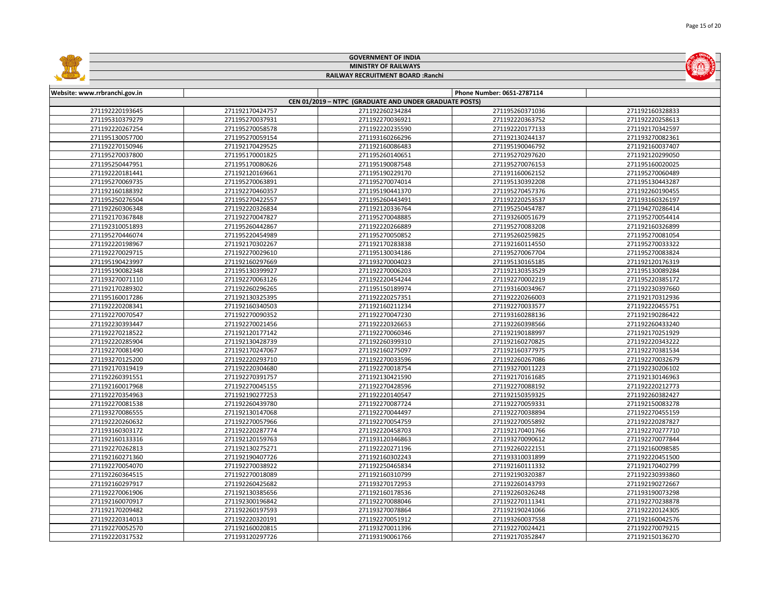# GOVERNMENT OF INDIA

## MINISTRY OF RAILWAYS

### RAILWAY RECRUITMENT BOARD :Ranchi

| Website: www.rrbranchi.gov.in | | | Phone Number: 0651-2787114 | |
|---|---|---|---|---|
| CEN 01/2019 – NTPC (GRADUATE AND UNDER GRADUATE POSTS) | | | | |
| 271192220193645 | 271192170424757 | 271192260234284 | 271195260371036 | 271192160328833 |
| 271195310379279 | 271195270037931 | 271192270036921 | 271192220363752 | 271192220258613 |
| 271192220267254 | 271195270058578 | 271192220235590 | 271192220177133 | 271192170342597 |
| 271195130057700 | 271195270059154 | 271193160266296 | 271192130244137 | 271193270082361 |
| 271192270150946 | 271192170429525 | 271192160086483 | 271195190046792 | 271192160037407 |
| 271195270037800 | 271195170001825 | 271195260140651 | 271195270297620 | 271192120299050 |
| 271195250447951 | 271195190080626 | 271195190087548 | 271195270076153 | 271195160020025 |
| 271192220181441 | 271192120169661 | 271195190229170 | 271191160062152 | 271195270060489 |
| 271195270069735 | 271195270063891 | 271195270074014 | 271195130392208 | 271195130443287 |
| 271192160188392 | 271192270460357 | 271195190441370 | 271195270457376 | 271192260190455 |
| 271195250276504 | 271195270422557 | 271195260443491 | 271192220253537 | 271193160326197 |
| 271192260306348 | 271192220326834 | 271192120336764 | 271195250454787 | 271194270286414 |
| 271192170367848 | 271192270047827 | 271195270048885 | 271193260051679 | 271195270054414 |
| 271192310051893 | 271195260442867 | 271192220266889 | 271195270083208 | 271192160326899 |
| 271195270446074 | 271195220454989 | 271195270050852 | 271195260259825 | 271195270081054 |
| 271192220198967 | 271192170302267 | 271192170283838 | 271192160114550 | 271195270033322 |
| 271192270029715 | 271192270029610 | 271195130034186 | 271195270067704 | 271195270083824 |
| 271195190423997 | 271192160297669 | 271193270004023 | 271195130165185 | 271192120176319 |
| 271195190082348 | 271195130399927 | 271192270006203 | 271192130353529 | 271195130089284 |
| 271193270071110 | 271192270063126 | 271192220454244 | 271192270002219 | 271195220385172 |
| 271192170289302 | 271192260296265 | 271195150189974 | 271193160034967 | 271192230397660 |
| 271195160017286 | 271192130325395 | 271192220257351 | 271192220266003 | 271192170312936 |
| 271192220208341 | 271192160340503 | 271192160211234 | 271192270033577 | 271192220455751 |
| 271192270070547 | 271192270090352 | 271192270047230 | 271193160288136 | 271192190286422 |
| 271192230393447 | 271192270021456 | 271192220326653 | 271192260398566 | 271192260433240 |
| 271192270218522 | 271192120177142 | 271192270060346 | 271192190188997 | 271192170251929 |
| 271192220285904 | 271192130428739 | 271192260399310 | 271192160270825 | 271192220343222 |
| 271192270081490 | 271192170247067 | 271192160275097 | 271192160377975 | 271192270381534 |
| 271193270125200 | 271192220293710 | 271192270033596 | 271192260267086 | 271192270032679 |
| 271192170319419 | 271192220304680 | 271192270018754 | 271193270011223 | 271192230206102 |
| 271192260391551 | 271192270391757 | 271192130421590 | 271192170161685 | 271192130146963 |
| 271192160017968 | 271192270045155 | 271192270428596 | 271192270088192 | 271192220212773 |
| 271192270354963 | 271192190277253 | 271192220140547 | 271192150359325 | 271192260382427 |
| 271192270081538 | 271192260439780 | 271192270087724 | 271192270059331 | 271192150083278 |
| 271193270086555 | 271192130147068 | 271192270044497 | 271192270038894 | 271192270455159 |
| 271192220260632 | 271192270057966 | 271192270054759 | 271192270054892 | 271192220287827 |
| 271193160303172 | 271192220287774 | 271192220458703 | 271192170401766 | 271192270277710 |
| 271192160133316 | 271192120159763 | 271193120346863 | 271193270090612 | 271192270077844 |
| 271192270262813 | 271192130275271 | 271192220271196 | 271192260222151 | 271192160098585 |
| 271192160271360 | 271192190407726 | 271192160302243 | 271193310031899 | 271192220451500 |
| 271192270054070 | 271192270038922 | 271192250465834 | 271192160111332 | 271192170402799 |
| 271192260364515 | 271192270018089 | 271192160310799 | 271192190320387 | 271192230393860 |
| 271192160297917 | 271192260425682 | 271193270172953 | 271192260143793 | 271192190272667 |
| 271192270061906 | 271192130385656 | 271192160178536 | 271192260326248 | 271193190073298 |
| 271192160070917 | 271192300196842 | 271192270088046 | 271192270111341 | 271192270238878 |
| 271192170209482 | 271192260197593 | 271193270078864 | 271192190241066 | 271192220124305 |
| 271192220314013 | 271192220320191 | 271192270051912 | 271193260037558 | 271192160042576 |
| 271192270052570 | 271192160020815 | 271193270011396 | 271192270024421 | 271192270079215 |
| 271192220317532 | 271193120297726 | 271193190061766 | 271192170352847 | 271192150136270 |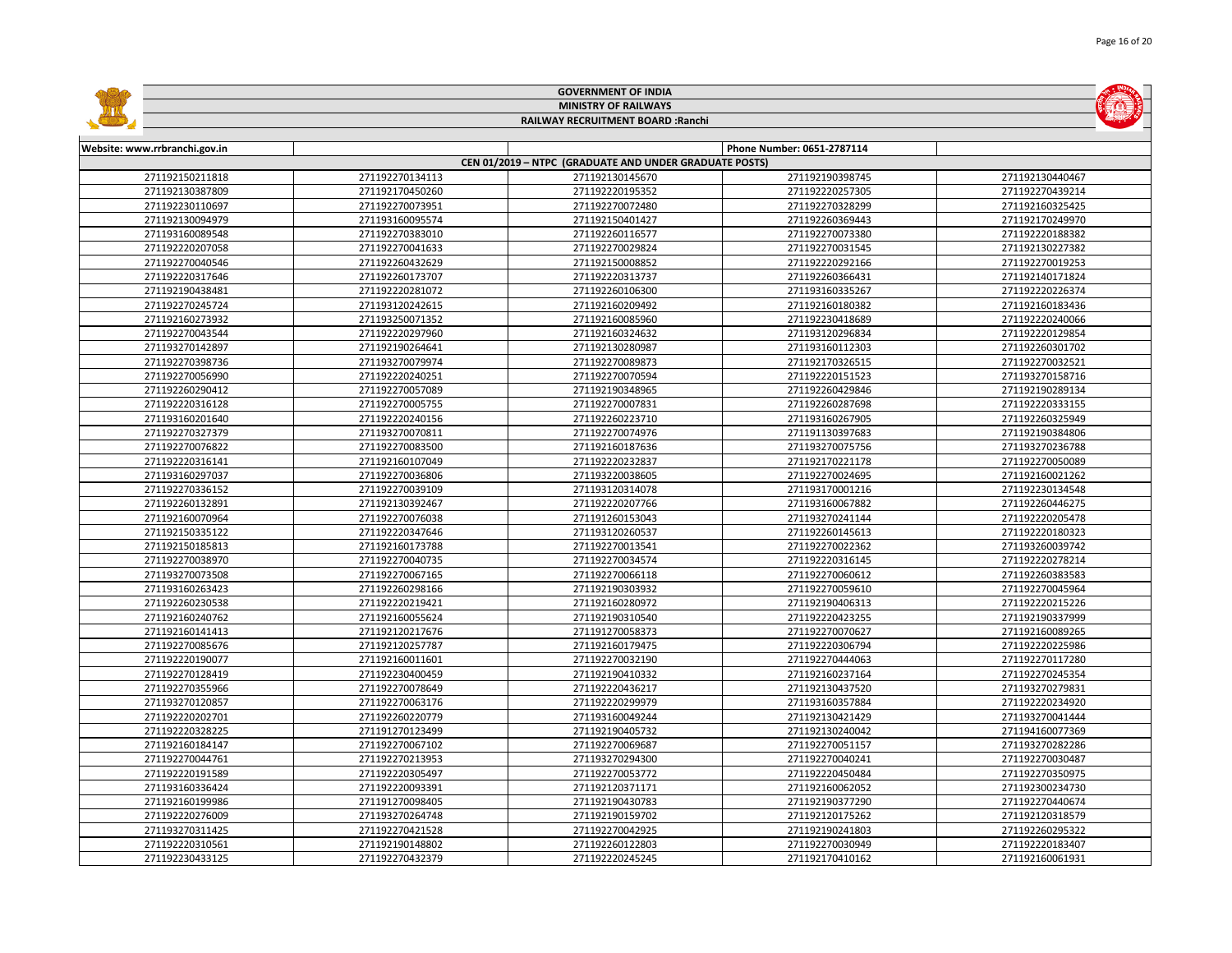**GOVERNMENT OF INDIA**

**MINISTRY OF RAILWAYS**

**RAILWAY RECRUITMENT BOARD :Ranchi**

| Website: www.rrbranchi.gov.in | | | Phone Number: 0651-2787114 | |
|---|---|---|---|---|
| **CEN 01/2019 – NTPC (GRADUATE AND UNDER GRADUATE POSTS)** | | | | |
| 271192150211818 | 271192270134113 | 271192130145670 | 271192190398745 | 271192130440467 |
| 271192130387809 | 271192170450260 | 271192220195352 | 271192220257305 | 271192270439214 |
| 271192230110697 | 271192270073951 | 271192270072480 | 271192270328299 | 271192160325425 |
| 271192130094979 | 271193160095574 | 271192150401427 | 271192260369443 | 271192170249970 |
| 271193160089548 | 271192270383010 | 271192260116577 | 271192270073380 | 271192220188382 |
| 271192220207058 | 271192270041633 | 271192270029824 | 271192270031545 | 271192130227382 |
| 271192270040546 | 271192260432629 | 271192150008852 | 271192220292166 | 271192270019253 |
| 271192220317646 | 271192260173707 | 271192220313737 | 271192260366431 | 271192140171824 |
| 271192190438481 | 271192220281072 | 271192260106300 | 271193160335267 | 271192220226374 |
| 271192270245724 | 271193120242615 | 271192160209492 | 271192160180382 | 271192160183436 |
| 271192160273932 | 271193250071352 | 271192160085960 | 271192230418689 | 271192220240066 |
| 271192270043544 | 271192220297960 | 271192160324632 | 271193120296834 | 271192220129854 |
| 271193270142897 | 271192190264641 | 271192130280987 | 271193160112303 | 271192260301702 |
| 271192270398736 | 271193270079974 | 271192270089873 | 271192170326515 | 271192270032521 |
| 271192270056990 | 271192220240251 | 271192270070594 | 271192220151523 | 271193270158716 |
| 271192260290412 | 271192270057089 | 271192190348965 | 271192260429846 | 271192190289134 |
| 271192220316128 | 271192270005755 | 271192270007831 | 271192260287698 | 271192220333155 |
| 271193160201640 | 271192220240156 | 271192260223710 | 271193160267905 | 271192260325949 |
| 271192270327379 | 271193270070811 | 271192270074976 | 271191130397683 | 271192190384806 |
| 271192270076822 | 271192270083500 | 271192160187636 | 271193270075756 | 271193270236788 |
| 271192220316141 | 271192160107049 | 271192220232837 | 271192170221178 | 271192270050089 |
| 271193160297037 | 271192270036806 | 271193220038605 | 271192270024695 | 271192160021262 |
| 271192270336152 | 271192270039109 | 271193120314078 | 271193170001216 | 271192230134548 |
| 271192260132891 | 271192130392467 | 271192220207766 | 271193160067882 | 271192260446275 |
| 271192160070964 | 271192270076038 | 271191260153043 | 271193270241144 | 271192220205478 |
| 271192150335122 | 271192220347646 | 271193120260537 | 271192260145613 | 271192220180323 |
| 271192150185813 | 271192160173788 | 271192270013541 | 271192270022362 | 271193260039742 |
| 271192270038970 | 271192270040735 | 271192270034574 | 271192220316145 | 271192220278214 |
| 271193270073508 | 271192270067165 | 271192270066118 | 271192270060612 | 271192260383583 |
| 271193160263423 | 271192260298166 | 271192190303932 | 271192270059610 | 271192270045964 |
| 271192260230538 | 271192220219421 | 271192160280972 | 271192190406313 | 271192220215226 |
| 271192160240762 | 271192160055624 | 271192190310540 | 271192220423255 | 271192190337999 |
| 271192160141413 | 271192120217676 | 271191270058373 | 271192270070627 | 271192160089265 |
| 271192270085676 | 271192120257787 | 271192160179475 | 271192220306794 | 271192220225986 |
| 271192220190077 | 271192160011601 | 271192270032190 | 271192270444063 | 271192270117280 |
| 271192270128419 | 271192230400459 | 271192190410332 | 271192160237164 | 271192270245354 |
| 271192270355966 | 271192270078649 | 271192220436217 | 271192130437520 | 271193270279831 |
| 271193270120857 | 271192270063176 | 271192220299979 | 271193160357884 | 271192220234920 |
| 271192220202701 | 271192260220779 | 271193160049244 | 271192130421429 | 271193270041444 |
| 271192220328225 | 271191270123499 | 271192190405732 | 271192130240042 | 271194160077369 |
| 271192160184147 | 271192270067102 | 271192270069687 | 271192270051157 | 271193270282286 |
| 271192270044761 | 271192270213953 | 271193270294300 | 271192270040241 | 271192270030487 |
| 271192220191589 | 271192220305497 | 271192270053772 | 271192220450484 | 271192270350975 |
| 271193160336424 | 271192220093391 | 271192120371171 | 271192160062052 | 271192300234730 |
| 271192160199986 | 271191270098405 | 271192190430783 | 271192190377290 | 271192270440674 |
| 271192220276009 | 271193270264748 | 271192190159702 | 271192120175262 | 271192120318579 |
| 271193270311425 | 271192270421528 | 271192270042925 | 271192190241803 | 271192260295322 |
| 271192220310561 | 271192190148802 | 271192260122803 | 271192270030949 | 271192220183407 |
| 271192230433125 | 271192270432379 | 271192220245245 | 271192170410162 | 271192160061931 |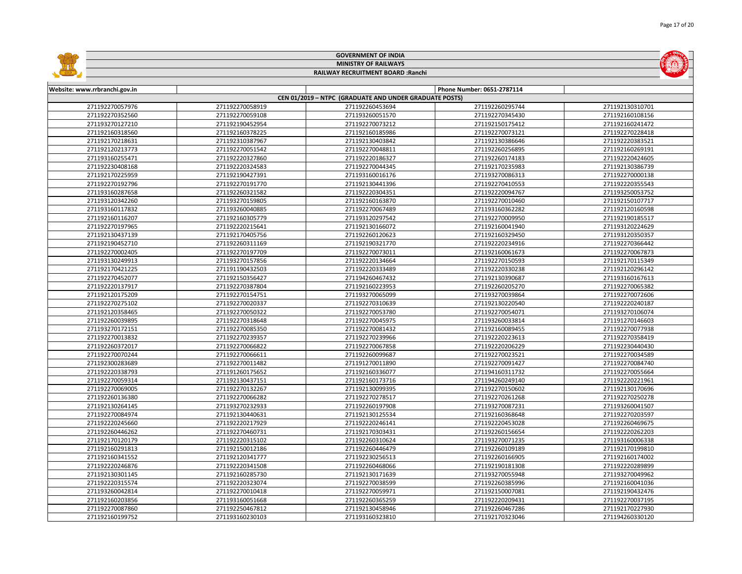# GOVERNMENT OF INDIA

## MINISTRY OF RAILWAYS

### RAILWAY RECRUITMENT BOARD :Ranchi

| Website: www.rrbranchi.gov.in | | | Phone Number: 0651-2787114 | |
|---|---|---|---|---|
| CEN 01/2019 – NTPC (GRADUATE AND UNDER GRADUATE POSTS) | | | | |
| 271192270057976 | 271192270058919 | 271192260453694 | 271192260295744 | 271192130310701 |
| 271192270352560 | 271192270059108 | 271193260051570 | 271192270345430 | 271192160108156 |
| 271193270127210 | 271192190452954 | 271192270073212 | 271192150175412 | 271192160241472 |
| 271192160318560 | 271192160378225 | 271192160185986 | 271192270073121 | 271192270228418 |
| 271192170218631 | 271192310387967 | 271192130403842 | 271192130386646 | 271192220383521 |
| 271192120213773 | 271192270051542 | 271192270048811 | 271192260256895 | 271192160269191 |
| 271193160255471 | 271192220327860 | 271192220186327 | 271192260174183 | 271192220424605 |
| 271192230408168 | 271192220324583 | 271192270044345 | 271192170235983 | 271192130386739 |
| 271192170225959 | 271192190427391 | 271193160016176 | 271193270086313 | 271192270000138 |
| 271192270192796 | 271192270191770 | 271192130441396 | 271192270410553 | 271192220355543 |
| 271193160287658 | 271192260321582 | 271192220304351 | 271192220094767 | 271193250053752 |
| 271193120342260 | 271193270159805 | 271192160163870 | 271192270010460 | 271192150107717 |
| 271193160117832 | 271193260040885 | 271192270067489 | 271193160362282 | 271192120160598 |
| 271192160116207 | 271192160305779 | 271193120297542 | 271192270009950 | 271192190185517 |
| 271192270197965 | 271192220215641 | 271192130166072 | 271192160041940 | 271193120224629 |
| 271192130437139 | 271192170405756 | 271192260120623 | 271192160329450 | 271193120350357 |
| 271192190452710 | 271192260311169 | 271192190321770 | 271192220234916 | 271192270366442 |
| 271192270002405 | 271192270197709 | 271192270073011 | 271192160061673 | 271192270067873 |
| 271193130249913 | 271193270157856 | 271192220134664 | 271192270150593 | 271192170115349 |
| 271192170421225 | 271191190432503 | 271192220333489 | 271192220330238 | 271192120296142 |
| 271192270452077 | 271192150356427 | 271194260467432 | 271192130390687 | 271193160167613 |
| 271192220137917 | 271192270387804 | 271192160223953 | 271192260205270 | 271192270065382 |
| 271192120175209 | 271192270154751 | 271193270065099 | 271193270039864 | 271192270072606 |
| 271192270275102 | 271192270020337 | 271192270310639 | 271192130220540 | 271192220240187 |
| 271192120358465 | 271192270050322 | 271192270053780 | 271192270054071 | 271193270106074 |
| 271192260039895 | 271192270318648 | 271192270045975 | 271193260033814 | 271191270146603 |
| 271193270172151 | 271192270085350 | 271192270081432 | 271192160089455 | 271192270077938 |
| 271192270013832 | 271192270239357 | 271192270239966 | 271192220223613 | 271192270358419 |
| 271192260372017 | 271192270066822 | 271192270067858 | 271192220206229 | 271192230440430 |
| 271192270070244 | 271192270066611 | 271192260099687 | 271192270023521 | 271192270034589 |
| 271192300283689 | 271192270011482 | 271191270011890 | 271192270011427 | 271192270084740 |
| 271192220338793 | 271191260175652 | 271192160336077 | 271194160311732 | 271192270055664 |
| 271192270059314 | 271192130437151 | 271192160173716 | 271194260249140 | 271192220221961 |
| 271192270069005 | 271192270132267 | 271192130099395 | 271192270150602 | 271192130170696 |
| 271192260136380 | 271192270066282 | 271192270278517 | 271192270261268 | 271192270250278 |
| 271192130264145 | 271193270232933 | 271192260197908 | 271193270087231 | 271193260041507 |
| 271192270084974 | 271192130440631 | 271192130125534 | 271192160368648 | 271192270203597 |
| 271192220245660 | 271192220217929 | 271192220246141 | 271192220453028 | 271192260469675 |
| 271192260446262 | 271192270460731 | 271192170303431 | 271192260156654 | 271192220262203 |
| 271192170120179 | 271192220315102 | 271192260310624 | 271193270071235 | 271193160006338 |
| 271192160291813 | 271192150012186 | 271192260446479 | 271192260109189 | 271192170199810 |
| 271192160341552 | 271192120341777 | 271192230256513 | 271192260166905 | 271192160174002 |
| 271192220246876 | 271192220341508 | 271192260468066 | 271192190181308 | 271192220289899 |
| 271192130301145 | 271192160285730 | 271192130171639 | 271193270055948 | 271193270049962 |
| 271192220315574 | 271192220323074 | 271192270038599 | 271192260385996 | 271192160041036 |
| 271193260042814 | 271192270010418 | 271192270059971 | 271192150007081 | 271192190432476 |
| 271192160203856 | 271193160051668 | 271192260365259 | 271192220209431 | 271192270037195 |
| 271192270087860 | 271192250467812 | 271192130458946 | 271192260467286 | 271192170227930 |
| 271192160199752 | 271193160230103 | 271193160323810 | 271192170323046 | 271194260330120 |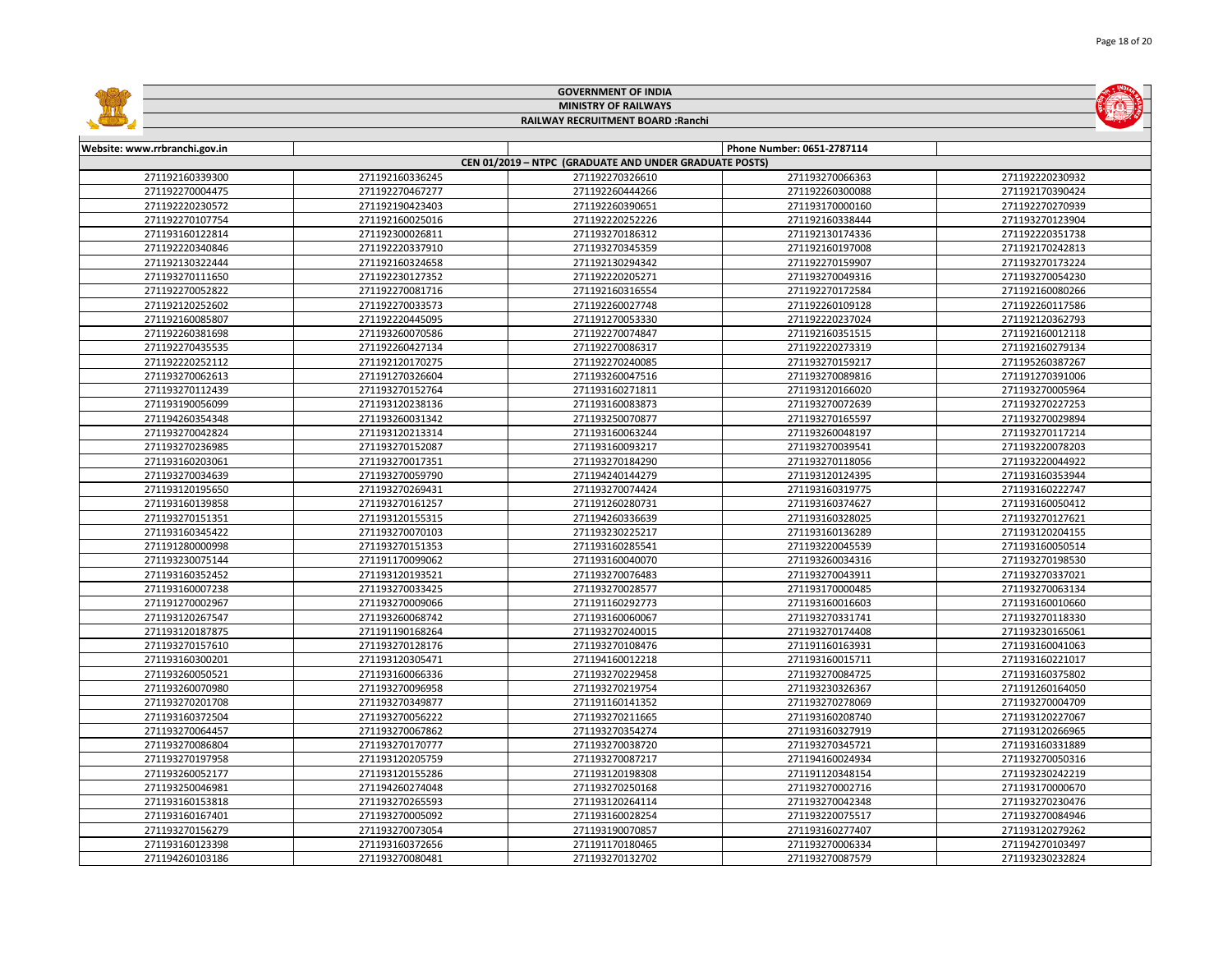# GOVERNMENT OF INDIA

## MINISTRY OF RAILWAYS

### RAILWAY RECRUITMENT BOARD :Ranchi

| Website: www.rrbranchi.gov.in | | | Phone Number: 0651-2787114 | |
|---|---|---|---|---|
| CEN 01/2019 – NTPC (GRADUATE AND UNDER GRADUATE POSTS) | | | | |
| 271192160339300 | 271192160336245 | 271192270326610 | 271193270066363 | 271192220230932 |
| 271192270004475 | 271192270467277 | 271192260444266 | 271192260300088 | 271192170390424 |
| 271192220230572 | 271192190423403 | 271192260390651 | 271193170000160 | 271192270270939 |
| 271192270107754 | 271192160025016 | 271192220252226 | 271192160338444 | 271193270123904 |
| 271193160122814 | 271192300026811 | 271193270186312 | 271192130174336 | 271192220351738 |
| 271192220340846 | 271192220337910 | 271193270345359 | 271192160197008 | 271192170242813 |
| 271192130322444 | 271192160324658 | 271192130294342 | 271192270159907 | 271193270173224 |
| 271193270111650 | 271192230127352 | 271192220205271 | 271193270049316 | 271193270054230 |
| 271192270052822 | 271192270081716 | 271192160316554 | 271192270172584 | 271192160080266 |
| 271192120252602 | 271192270033573 | 271192260027748 | 271192260109128 | 271192260117586 |
| 271192160085807 | 271192220445095 | 271191270053330 | 271192220237024 | 271192120362793 |
| 271192260381698 | 271193260070586 | 271192270074847 | 271192160351515 | 271192160012118 |
| 271192270435535 | 271192260427134 | 271192270086317 | 271192220273319 | 271192160279134 |
| 271192220252112 | 271192120170275 | 271192270240085 | 271193270159217 | 271195260387267 |
| 271193270062613 | 271191270326604 | 271193260047516 | 271193270089816 | 271191270391006 |
| 271193270112439 | 271193270152764 | 271193160271811 | 271193120166020 | 271193270005964 |
| 271193190056099 | 271193120238136 | 271193160083873 | 271193270072639 | 271193270227253 |
| 271194260354348 | 271193260031342 | 271193250070877 | 271193270165597 | 271193270029894 |
| 271193270042824 | 271193120213314 | 271193160063244 | 271193260048197 | 271193270117214 |
| 271193270236985 | 271193270152087 | 271193160093217 | 271193270039541 | 271193220078203 |
| 271193160203061 | 271193270017351 | 271193270184290 | 271193270118056 | 271193220044922 |
| 271193270034639 | 271193270059790 | 271194240144279 | 271193120124395 | 271193160353944 |
| 271193120195650 | 271193270269431 | 271193270074424 | 271193160319775 | 271193160222747 |
| 271193160139858 | 271193270161257 | 271191260280731 | 271193160374627 | 271193160050412 |
| 271193270151351 | 271193120155315 | 271194260336639 | 271193160328025 | 271193270127621 |
| 271193160345422 | 271193270070103 | 271193230225217 | 271193160136289 | 271193120204155 |
| 271191280000998 | 271193270151353 | 271193160285541 | 271193220045539 | 271193160050514 |
| 271193230075144 | 271191170099062 | 271193160040070 | 271193260034316 | 271193270198530 |
| 271193160352452 | 271193120193521 | 271193270076483 | 271193270043911 | 271193270337021 |
| 271193160007238 | 271193270033425 | 271193270028577 | 271193170000485 | 271193270063134 |
| 271191270002967 | 271193270009066 | 271191160292773 | 271193160016603 | 271193160010660 |
| 271193120267547 | 271193260068742 | 271193160060067 | 271193270331741 | 271193270118330 |
| 271193120187875 | 271191190168264 | 271193270240015 | 271193270174408 | 271193230165061 |
| 271193270157610 | 271193270128176 | 271193270108476 | 271191160163931 | 271193160041063 |
| 271193160300201 | 271193120305471 | 271194160012218 | 271193160015711 | 271193160221017 |
| 271193260050521 | 271193160066336 | 271193270229458 | 271193270084725 | 271193160375802 |
| 271193260070980 | 271193270096958 | 271193270219754 | 271193230326367 | 271191260164050 |
| 271193270201708 | 271193270349877 | 271191160141352 | 271193270278069 | 271193270004709 |
| 271193160372504 | 271193270056222 | 271193270211665 | 271193160208740 | 271193120227067 |
| 271193270064457 | 271193270067862 | 271193270354274 | 271193160327919 | 271193120266965 |
| 271193270086804 | 271193270170777 | 271193270038720 | 271193270345721 | 271193160331889 |
| 271193270197958 | 271193120205759 | 271193270087217 | 271194160024934 | 271193270050316 |
| 271193260052177 | 271193120155286 | 271193120198308 | 271191120348154 | 271193230242219 |
| 271193250046981 | 271194260274048 | 271193270250168 | 271193270002716 | 271193170000670 |
| 271193160153818 | 271193270265593 | 271193120264114 | 271193270042348 | 271193270230476 |
| 271193160167401 | 271193270005092 | 271193160028254 | 271193220075517 | 271193270084946 |
| 271193270156279 | 271193270073054 | 271193190070857 | 271193160277407 | 271193120279262 |
| 271193160123398 | 271193160372656 | 271191170180465 | 271193270006334 | 271194270103497 |
| 271194260103186 | 271193270080481 | 271193270132702 | 271193270087579 | 271193230232824 |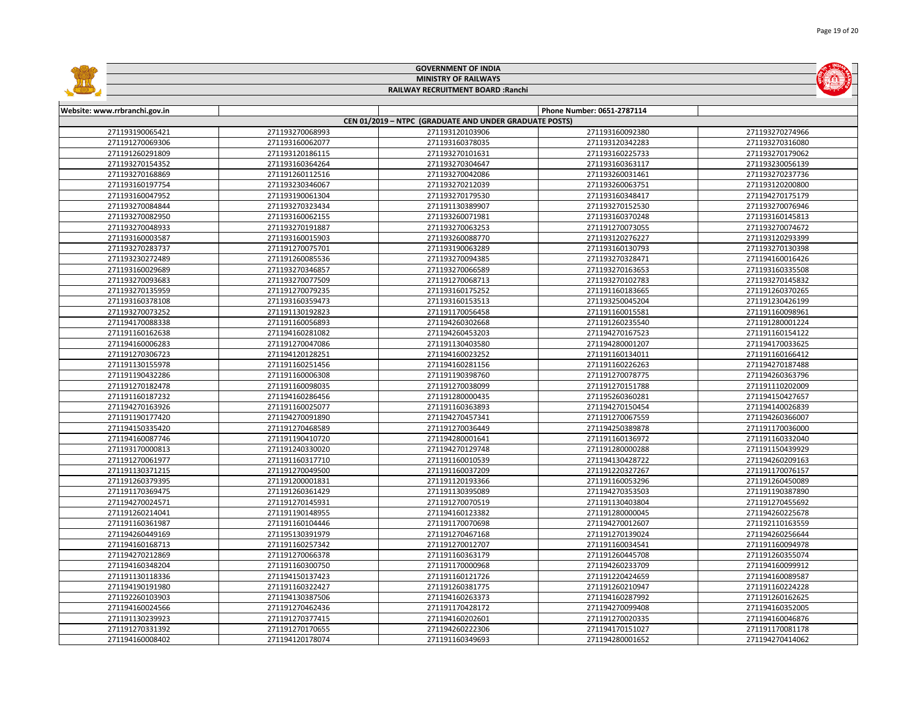**GOVERNMENT OF INDIA**

**MINISTRY OF RAILWAYS**

**RAILWAY RECRUITMENT BOARD :Ranchi**

| Website: www.rrbranchi.gov.in | | | Phone Number: 0651-2787114 | |
|---|---|---|---|---|
| **CEN 01/2019 – NTPC (GRADUATE AND UNDER GRADUATE POSTS)** | | | | |
| 271193190065421 | 271193270068993 | 271193120103906 | 271193160092380 | 271193270274966 |
| 271191270069306 | 271193160062077 | 271193160378035 | 271193120342283 | 271193270316080 |
| 271191260291809 | 271193120186115 | 271193270101631 | 271193160225733 | 271193270179062 |
| 271193270154352 | 271193160364264 | 271193270304647 | 271193160363117 | 271193230056139 |
| 271193270168869 | 271191260112516 | 271193270042086 | 271193260031461 | 271193270237736 |
| 271193160197754 | 271193230346067 | 271193270212039 | 271193260063751 | 271193120200800 |
| 271193160047952 | 271193190061304 | 271193270179530 | 271193160348417 | 271194270175179 |
| 271193270084844 | 271193270323434 | 271191130389907 | 271193270152530 | 271193270076946 |
| 271193270082950 | 271193160062155 | 271193260071981 | 271193160370248 | 271193160145813 |
| 271193270048933 | 271193270191887 | 271193270063253 | 271191270073055 | 271193270074672 |
| 271193160003587 | 271193160015903 | 271193260088770 | 271193120276227 | 271193120293399 |
| 271193270283737 | 271191270075701 | 271193190063289 | 271193160130793 | 271193270130398 |
| 271193230272489 | 271191260085536 | 271193270094385 | 271193270328471 | 271194160016426 |
| 271193160029689 | 271193270346857 | 271193270066589 | 271193270163653 | 271193160335508 |
| 271193270093683 | 271193270077509 | 271191270068713 | 271193270102783 | 271193270145832 |
| 271193270135959 | 271191270079235 | 271193160175252 | 271191160183665 | 271191260370265 |
| 271193160378108 | 271193160359473 | 271193160153513 | 271193250045204 | 271191230426199 |
| 271193270073252 | 271191130192823 | 271191170056458 | 271191160015581 | 271191160098961 |
| 271194170088338 | 271191160056893 | 271194260302668 | 271191260235540 | 271191280001224 |
| 271191160162638 | 271194160281082 | 271194260453203 | 271194270167523 | 271191160154122 |
| 271194160006283 | 271191270047086 | 271191130403580 | 271194280001207 | 271194170033625 |
| 271191270306723 | 271194120128251 | 271194160023252 | 271191160134011 | 271191160166412 |
| 271191130155978 | 271191160251456 | 271194160281156 | 271191160226263 | 271194270187488 |
| 271191190432286 | 271191160006308 | 271191190398760 | 271191270078775 | 271194260363796 |
| 271191270182478 | 271191160098035 | 271191270038099 | 271191270151788 | 271191110202009 |
| 271191160187232 | 271194160286456 | 271191280000435 | 271195260360281 | 271194150427657 |
| 271194270163926 | 271191160025077 | 271191160363893 | 271194270150454 | 271194140026839 |
| 271191190177420 | 271194270091890 | 271194270457341 | 271191270067559 | 271194260366007 |
| 271194150335420 | 271191270468589 | 271191270036449 | 271194250389878 | 271191170036000 |
| 271194160087746 | 271191190410720 | 271194280001641 | 271191160136972 | 271191160332040 |
| 271193170000813 | 271191240330020 | 271194270129748 | 271191280000288 | 271191150439929 |
| 271191270061977 | 271191160317710 | 271191160010539 | 271194130428722 | 271194260209163 |
| 271191130371215 | 271191270049500 | 271191160037209 | 271191220327267 | 271191170076157 |
| 271191260379395 | 271191200001831 | 271191120193366 | 271191160053296 | 271191260450089 |
| 271191170369475 | 271191260361429 | 271191130395089 | 271194270353503 | 271191190387890 |
| 271194270024571 | 271191270145931 | 271191270070519 | 271191130403804 | 271191270455692 |
| 271191260214041 | 271191190148955 | 271194160123382 | 271191280000045 | 271194260225678 |
| 271191160361987 | 271191160104446 | 271191170070698 | 271194270012607 | 271192110163559 |
| 271194260449169 | 271195130391979 | 271191270467168 | 271191270139024 | 271194260256644 |
| 271194160168713 | 271191160257342 | 271191270012707 | 271191160034541 | 271191160094978 |
| 271194270212869 | 271191270066378 | 271191160363179 | 271191260445708 | 271191260355074 |
| 271194160348204 | 271191160300750 | 271191170000968 | 271194260233709 | 271194160099912 |
| 271191130118336 | 271194150137423 | 271191160121726 | 271191220424659 | 271194160089587 |
| 271194190191980 | 271191160322427 | 271191260381775 | 271191260210947 | 271191160224228 |
| 271192260103903 | 271194130387506 | 271194160263373 | 271194160287992 | 271191260162625 |
| 271194160024566 | 271191270462436 | 271191170428172 | 271194270099408 | 271194160352005 |
| 271191130239923 | 271191270377415 | 271194160202601 | 271191270020335 | 271194160046876 |
| 271191270331392 | 271191270170655 | 271194260222306 | 271194170151027 | 271191170081178 |
| 271194160008402 | 271194120178074 | 271191160349693 | 271194280001652 | 271194270414062 |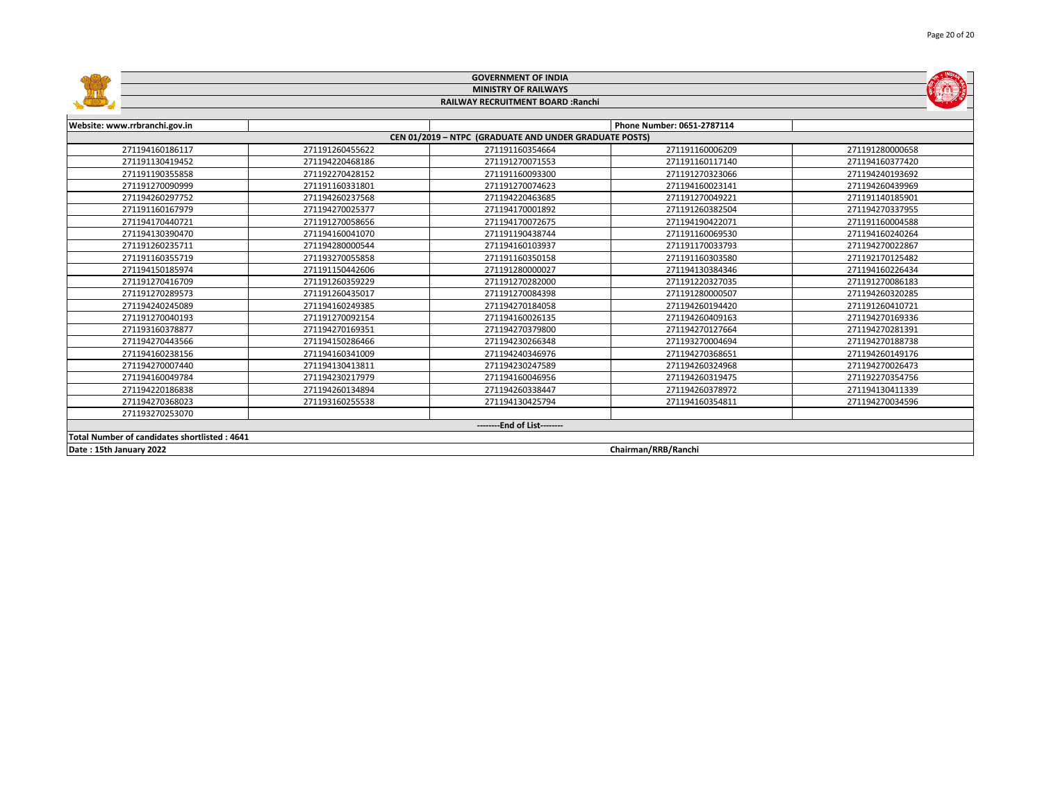GOVERNMENT OF INDIA

MINISTRY OF RAILWAYS

RAILWAY RECRUITMENT BOARD :Ranchi

| Website: www.rrbranchi.gov.in | | | Phone Number: 0651-2787114 | |
|---|---|---|---|---|
| CEN 01/2019 – NTPC (GRADUATE AND UNDER GRADUATE POSTS) | | | | |
| 271194160186117 | 271191260455622 | 271191160354664 | 271191160006209 | 271191280000658 |
| 271191130419452 | 271194220468186 | 271191270071553 | 271191160117140 | 271194160377420 |
| 271191190355858 | 271192270428152 | 271191160093300 | 271191270323066 | 271194240193692 |
| 271191270090999 | 271191160331801 | 271191270074623 | 271194160023141 | 271194260439969 |
| 271194260297752 | 271194260237568 | 271194220463685 | 271191270049221 | 271191140185901 |
| 271191160167979 | 271194270025377 | 271194170001892 | 271191260382504 | 271194270337955 |
| 271194170440721 | 271191270058656 | 271194170072675 | 271194190422071 | 271191160004588 |
| 271194130390470 | 271194160041070 | 271191190438744 | 271191160069530 | 271194160240264 |
| 271191260235711 | 271194280000544 | 271194160103937 | 271191170033793 | 271194270022867 |
| 271191160355719 | 271193270055858 | 271191160350158 | 271191160303580 | 271192170125482 |
| 271194150185974 | 271191150442606 | 271191280000027 | 271194130384346 | 271194160226434 |
| 271191270416709 | 271191260359229 | 271191270282000 | 271191220327035 | 271191270086183 |
| 271191270289573 | 271191260435017 | 271191270084398 | 271191280000507 | 271194260320285 |
| 271194240245089 | 271194160249385 | 271194270184058 | 271194260194420 | 271191260410721 |
| 271191270040193 | 271191270092154 | 271194160026135 | 271194260409163 | 271194270169336 |
| 271193160378877 | 271194270169351 | 271194270379800 | 271194270127664 | 271194270281391 |
| 271194270443566 | 271194150286466 | 271194230266348 | 271193270004694 | 271194270188738 |
| 271194160238156 | 271194160341009 | 271194240346976 | 271194270368651 | 271194260149176 |
| 271194270007440 | 271194130413811 | 271194230247589 | 271194260324968 | 271194270026473 |
| 271194160049784 | 271194230217979 | 271194160046956 | 271194260319475 | 271192270354756 |
| 271194220186838 | 271194260134894 | 271194260338447 | 271194260378972 | 271194130411339 |
| 271194270368023 | 271193160255538 | 271194130425794 | 271194160354811 | 271194270034596 |
| 271193270253070 | | | | |
| --------End of List-------- | | | | |
| Total Number of candidates shortlisted : 4641 | | | | |
| Date : 15th January 2022 | | | Chairman/RRB/Ranchi | |